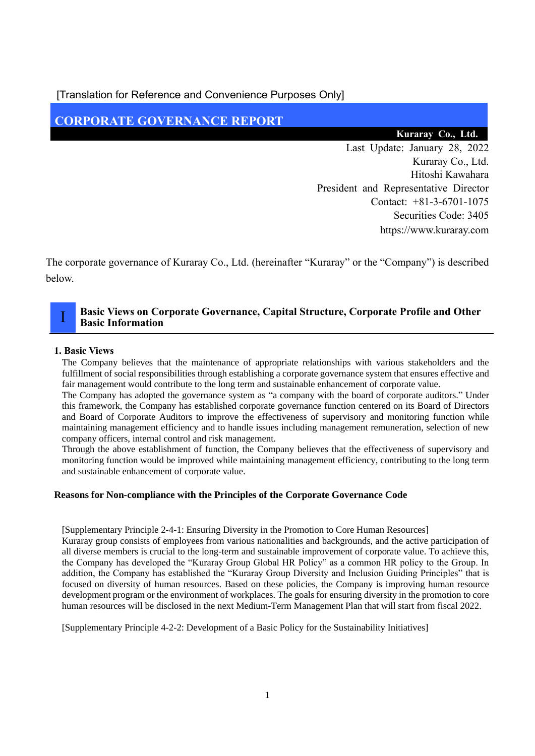[Translation for Reference and Convenience Purposes Only]

# CORPORATE GOVERNANCE REPORT

**Kuraray Co., Ltd.**

Last Update: January 28, 2022
Kuraray Co., Ltd.
Hitoshi Kawahara
President and Representative Director
Contact: +81-3-6701-1075
Securities Code: 3405
https://www.kuraray.com

The corporate governance of Kuraray Co., Ltd. (hereinafter "Kuraray" or the "Company") is described below.

## I Basic Views on Corporate Governance, Capital Structure, Corporate Profile and Other Basic Information

### 1. Basic Views

The Company believes that the maintenance of appropriate relationships with various stakeholders and the fulfillment of social responsibilities through establishing a corporate governance system that ensures effective and fair management would contribute to the long term and sustainable enhancement of corporate value.

The Company has adopted the governance system as "a company with the board of corporate auditors." Under this framework, the Company has established corporate governance function centered on its Board of Directors and Board of Corporate Auditors to improve the effectiveness of supervisory and monitoring function while maintaining management efficiency and to handle issues including management remuneration, selection of new company officers, internal control and risk management.

Through the above establishment of function, the Company believes that the effectiveness of supervisory and monitoring function would be improved while maintaining management efficiency, contributing to the long term and sustainable enhancement of corporate value.

### Reasons for Non-compliance with the Principles of the Corporate Governance Code

[Supplementary Principle 2-4-1: Ensuring Diversity in the Promotion to Core Human Resources]

Kuraray group consists of employees from various nationalities and backgrounds, and the active participation of all diverse members is crucial to the long-term and sustainable improvement of corporate value. To achieve this, the Company has developed the "Kuraray Group Global HR Policy" as a common HR policy to the Group. In addition, the Company has established the "Kuraray Group Diversity and Inclusion Guiding Principles" that is focused on diversity of human resources. Based on these policies, the Company is improving human resource development program or the environment of workplaces. The goals for ensuring diversity in the promotion to core human resources will be disclosed in the next Medium-Term Management Plan that will start from fiscal 2022.

[Supplementary Principle 4-2-2: Development of a Basic Policy for the Sustainability Initiatives]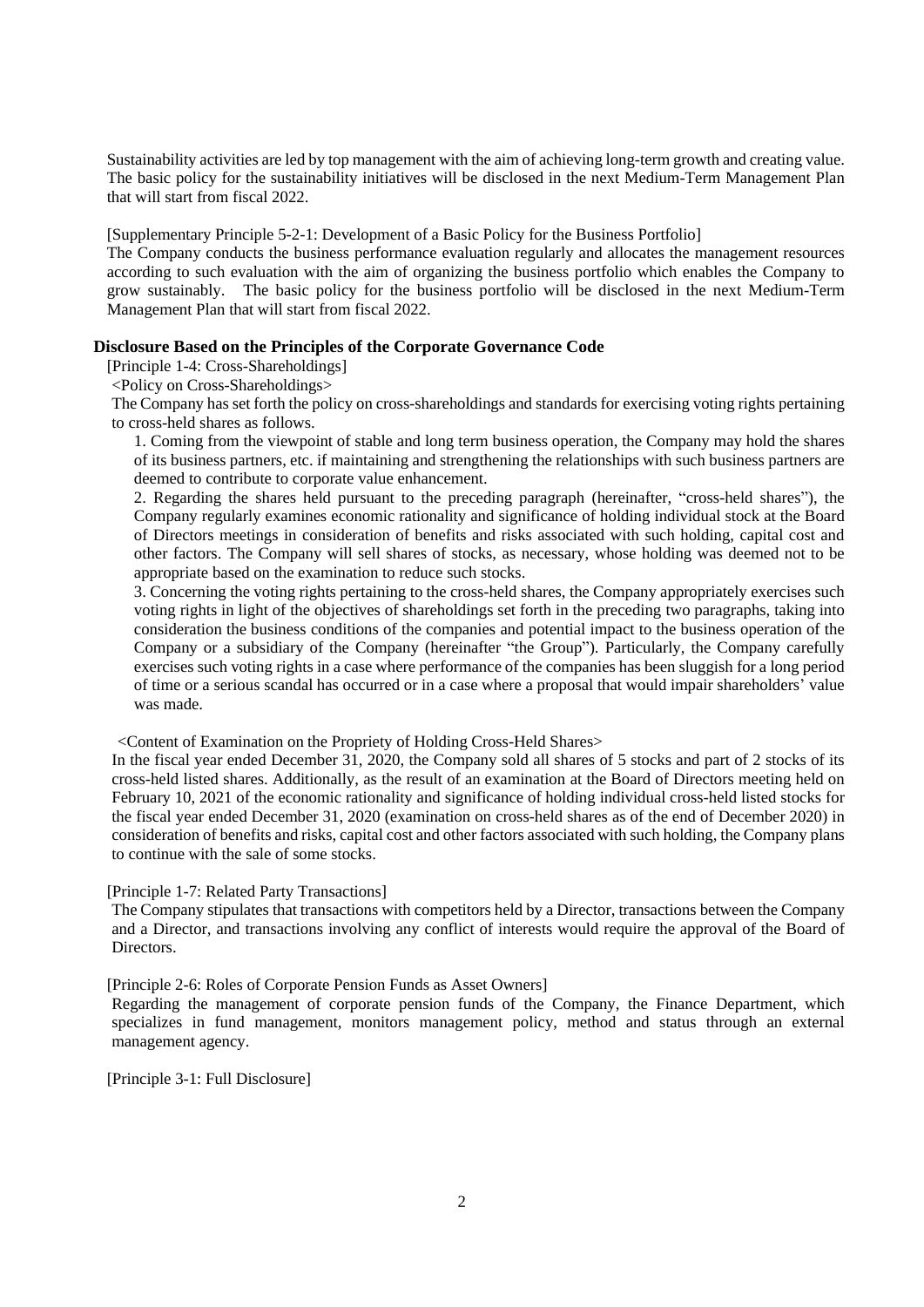Sustainability activities are led by top management with the aim of achieving long-term growth and creating value. The basic policy for the sustainability initiatives will be disclosed in the next Medium-Term Management Plan that will start from fiscal 2022.

[Supplementary Principle 5-2-1: Development of a Basic Policy for the Business Portfolio]

The Company conducts the business performance evaluation regularly and allocates the management resources according to such evaluation with the aim of organizing the business portfolio which enables the Company to grow sustainably. The basic policy for the business portfolio will be disclosed in the next Medium-Term Management Plan that will start from fiscal 2022.

**Disclosure Based on the Principles of the Corporate Governance Code**

[Principle 1-4: Cross-Shareholdings]

<Policy on Cross-Shareholdings>

The Company has set forth the policy on cross-shareholdings and standards for exercising voting rights pertaining to cross-held shares as follows.

1. Coming from the viewpoint of stable and long term business operation, the Company may hold the shares of its business partners, etc. if maintaining and strengthening the relationships with such business partners are deemed to contribute to corporate value enhancement.

2. Regarding the shares held pursuant to the preceding paragraph (hereinafter, "cross-held shares"), the Company regularly examines economic rationality and significance of holding individual stock at the Board of Directors meetings in consideration of benefits and risks associated with such holding, capital cost and other factors. The Company will sell shares of stocks, as necessary, whose holding was deemed not to be appropriate based on the examination to reduce such stocks.

3. Concerning the voting rights pertaining to the cross-held shares, the Company appropriately exercises such voting rights in light of the objectives of shareholdings set forth in the preceding two paragraphs, taking into consideration the business conditions of the companies and potential impact to the business operation of the Company or a subsidiary of the Company (hereinafter "the Group"). Particularly, the Company carefully exercises such voting rights in a case where performance of the companies has been sluggish for a long period of time or a serious scandal has occurred or in a case where a proposal that would impair shareholders' value was made.

<Content of Examination on the Propriety of Holding Cross-Held Shares>

In the fiscal year ended December 31, 2020, the Company sold all shares of 5 stocks and part of 2 stocks of its cross-held listed shares. Additionally, as the result of an examination at the Board of Directors meeting held on February 10, 2021 of the economic rationality and significance of holding individual cross-held listed stocks for the fiscal year ended December 31, 2020 (examination on cross-held shares as of the end of December 2020) in consideration of benefits and risks, capital cost and other factors associated with such holding, the Company plans to continue with the sale of some stocks.

[Principle 1-7: Related Party Transactions]

The Company stipulates that transactions with competitors held by a Director, transactions between the Company and a Director, and transactions involving any conflict of interests would require the approval of the Board of Directors.

[Principle 2-6: Roles of Corporate Pension Funds as Asset Owners]

Regarding the management of corporate pension funds of the Company, the Finance Department, which specializes in fund management, monitors management policy, method and status through an external management agency.

[Principle 3-1: Full Disclosure]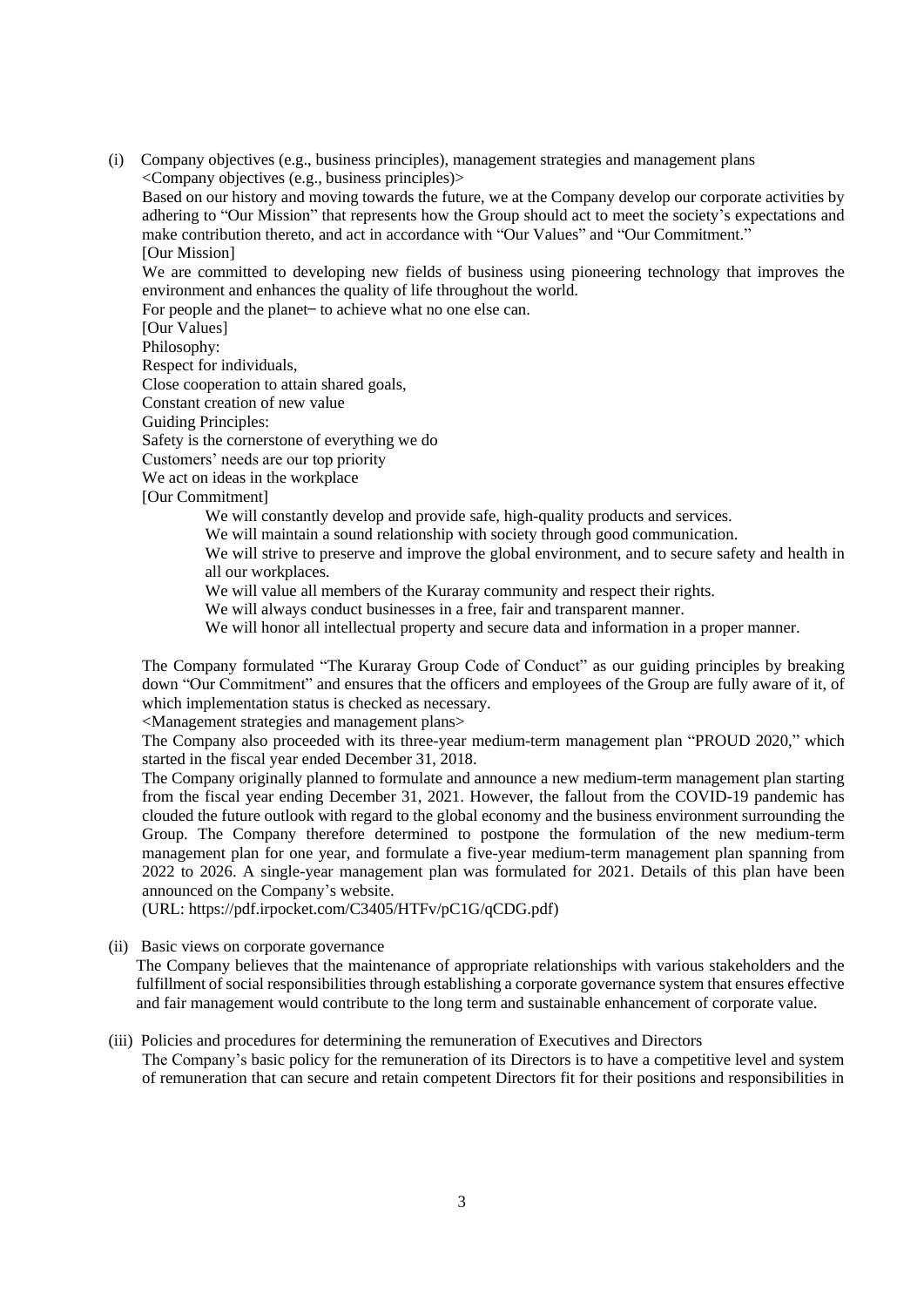(i) Company objectives (e.g., business principles), management strategies and management plans

<Company objectives (e.g., business principles)>

Based on our history and moving towards the future, we at the Company develop our corporate activities by adhering to "Our Mission" that represents how the Group should act to meet the society's expectations and make contribution thereto, and act in accordance with "Our Values" and "Our Commitment."

[Our Mission]

We are committed to developing new fields of business using pioneering technology that improves the environment and enhances the quality of life throughout the world.

For people and the planet– to achieve what no one else can.

[Our Values]

Philosophy:

Respect for individuals,

Close cooperation to attain shared goals,

Constant creation of new value

Guiding Principles:

Safety is the cornerstone of everything we do

Customers' needs are our top priority

We act on ideas in the workplace

[Our Commitment]

- We will constantly develop and provide safe, high-quality products and services.
- We will maintain a sound relationship with society through good communication.
- We will strive to preserve and improve the global environment, and to secure safety and health in all our workplaces.
- We will value all members of the Kuraray community and respect their rights.
- We will always conduct businesses in a free, fair and transparent manner.
- We will honor all intellectual property and secure data and information in a proper manner.

The Company formulated "The Kuraray Group Code of Conduct" as our guiding principles by breaking down "Our Commitment" and ensures that the officers and employees of the Group are fully aware of it, of which implementation status is checked as necessary.

<Management strategies and management plans>

The Company also proceeded with its three-year medium-term management plan "PROUD 2020," which started in the fiscal year ended December 31, 2018.

The Company originally planned to formulate and announce a new medium-term management plan starting from the fiscal year ending December 31, 2021. However, the fallout from the COVID-19 pandemic has clouded the future outlook with regard to the global economy and the business environment surrounding the Group. The Company therefore determined to postpone the formulation of the new medium-term management plan for one year, and formulate a five-year medium-term management plan spanning from 2022 to 2026. A single-year management plan was formulated for 2021. Details of this plan have been announced on the Company's website.

(URL: https://pdf.irpocket.com/C3405/HTFv/pC1G/qCDG.pdf)

(ii) Basic views on corporate governance

The Company believes that the maintenance of appropriate relationships with various stakeholders and the fulfillment of social responsibilities through establishing a corporate governance system that ensures effective and fair management would contribute to the long term and sustainable enhancement of corporate value.

(iii) Policies and procedures for determining the remuneration of Executives and Directors

The Company's basic policy for the remuneration of its Directors is to have a competitive level and system of remuneration that can secure and retain competent Directors fit for their positions and responsibilities in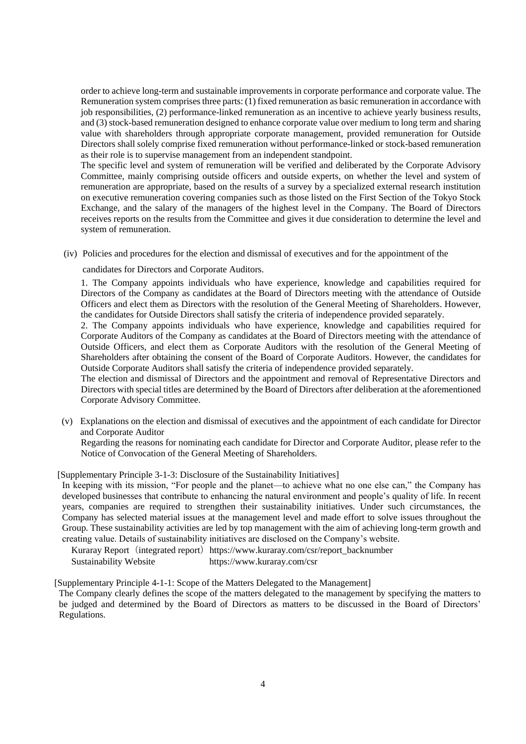order to achieve long-term and sustainable improvements in corporate performance and corporate value. The Remuneration system comprises three parts: (1) fixed remuneration as basic remuneration in accordance with job responsibilities, (2) performance-linked remuneration as an incentive to achieve yearly business results, and (3) stock-based remuneration designed to enhance corporate value over medium to long term and sharing value with shareholders through appropriate corporate management, provided remuneration for Outside Directors shall solely comprise fixed remuneration without performance-linked or stock-based remuneration as their role is to supervise management from an independent standpoint.

The specific level and system of remuneration will be verified and deliberated by the Corporate Advisory Committee, mainly comprising outside officers and outside experts, on whether the level and system of remuneration are appropriate, based on the results of a survey by a specialized external research institution on executive remuneration covering companies such as those listed on the First Section of the Tokyo Stock Exchange, and the salary of the managers of the highest level in the Company. The Board of Directors receives reports on the results from the Committee and gives it due consideration to determine the level and system of remuneration.

(iv) Policies and procedures for the election and dismissal of executives and for the appointment of the candidates for Directors and Corporate Auditors.

1. The Company appoints individuals who have experience, knowledge and capabilities required for Directors of the Company as candidates at the Board of Directors meeting with the attendance of Outside Officers and elect them as Directors with the resolution of the General Meeting of Shareholders. However, the candidates for Outside Directors shall satisfy the criteria of independence provided separately.

2. The Company appoints individuals who have experience, knowledge and capabilities required for Corporate Auditors of the Company as candidates at the Board of Directors meeting with the attendance of Outside Officers, and elect them as Corporate Auditors with the resolution of the General Meeting of Shareholders after obtaining the consent of the Board of Corporate Auditors. However, the candidates for Outside Corporate Auditors shall satisfy the criteria of independence provided separately.

The election and dismissal of Directors and the appointment and removal of Representative Directors and Directors with special titles are determined by the Board of Directors after deliberation at the aforementioned Corporate Advisory Committee.

(v) Explanations on the election and dismissal of executives and the appointment of each candidate for Director and Corporate Auditor

Regarding the reasons for nominating each candidate for Director and Corporate Auditor, please refer to the Notice of Convocation of the General Meeting of Shareholders.

[Supplementary Principle 3-1-3: Disclosure of the Sustainability Initiatives]

In keeping with its mission, "For people and the planet—to achieve what no one else can," the Company has developed businesses that contribute to enhancing the natural environment and people's quality of life. In recent years, companies are required to strengthen their sustainability initiatives. Under such circumstances, the Company has selected material issues at the management level and made effort to solve issues throughout the Group. These sustainability activities are led by top management with the aim of achieving long-term growth and creating value. Details of sustainability initiatives are disclosed on the Company's website.

Kuraray Report（integrated report）https://www.kuraray.com/csr/report_backnumber

Sustainability Website https://www.kuraray.com/csr

[Supplementary Principle 4-1-1: Scope of the Matters Delegated to the Management]

The Company clearly defines the scope of the matters delegated to the management by specifying the matters to be judged and determined by the Board of Directors as matters to be discussed in the Board of Directors' Regulations.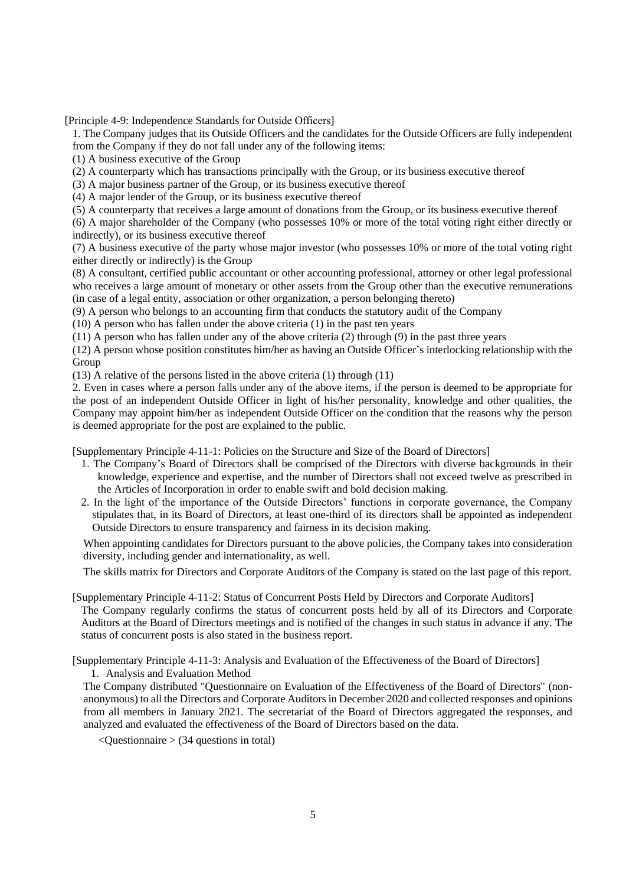[Principle 4-9: Independence Standards for Outside Officers]

1. The Company judges that its Outside Officers and the candidates for the Outside Officers are fully independent from the Company if they do not fall under any of the following items:

(1) A business executive of the Group

(2) A counterparty which has transactions principally with the Group, or its business executive thereof

(3) A major business partner of the Group, or its business executive thereof

(4) A major lender of the Group, or its business executive thereof

(5) A counterparty that receives a large amount of donations from the Group, or its business executive thereof

(6) A major shareholder of the Company (who possesses 10% or more of the total voting right either directly or indirectly), or its business executive thereof

(7) A business executive of the party whose major investor (who possesses 10% or more of the total voting right either directly or indirectly) is the Group

(8) A consultant, certified public accountant or other accounting professional, attorney or other legal professional who receives a large amount of monetary or other assets from the Group other than the executive remunerations (in case of a legal entity, association or other organization, a person belonging thereto)

(9) A person who belongs to an accounting firm that conducts the statutory audit of the Company

(10) A person who has fallen under the above criteria (1) in the past ten years

(11) A person who has fallen under any of the above criteria (2) through (9) in the past three years

(12) A person whose position constitutes him/her as having an Outside Officer's interlocking relationship with the Group

(13) A relative of the persons listed in the above criteria (1) through (11)

2. Even in cases where a person falls under any of the above items, if the person is deemed to be appropriate for the post of an independent Outside Officer in light of his/her personality, knowledge and other qualities, the Company may appoint him/her as independent Outside Officer on the condition that the reasons why the person is deemed appropriate for the post are explained to the public.

[Supplementary Principle 4-11-1: Policies on the Structure and Size of the Board of Directors]

1. The Company's Board of Directors shall be comprised of the Directors with diverse backgrounds in their knowledge, experience and expertise, and the number of Directors shall not exceed twelve as prescribed in the Articles of Incorporation in order to enable swift and bold decision making.
2. In the light of the importance of the Outside Directors' functions in corporate governance, the Company stipulates that, in its Board of Directors, at least one-third of its directors shall be appointed as independent Outside Directors to ensure transparency and fairness in its decision making.

When appointing candidates for Directors pursuant to the above policies, the Company takes into consideration diversity, including gender and internationality, as well.

The skills matrix for Directors and Corporate Auditors of the Company is stated on the last page of this report.

[Supplementary Principle 4-11-2: Status of Concurrent Posts Held by Directors and Corporate Auditors]

The Company regularly confirms the status of concurrent posts held by all of its Directors and Corporate Auditors at the Board of Directors meetings and is notified of the changes in such status in advance if any. The status of concurrent posts is also stated in the business report.

[Supplementary Principle 4-11-3: Analysis and Evaluation of the Effectiveness of the Board of Directors]

1. Analysis and Evaluation Method

The Company distributed "Questionnaire on Evaluation of the Effectiveness of the Board of Directors" (non-anonymous) to all the Directors and Corporate Auditors in December 2020 and collected responses and opinions from all members in January 2021. The secretariat of the Board of Directors aggregated the responses, and analyzed and evaluated the effectiveness of the Board of Directors based on the data.

<Questionnaire > (34 questions in total)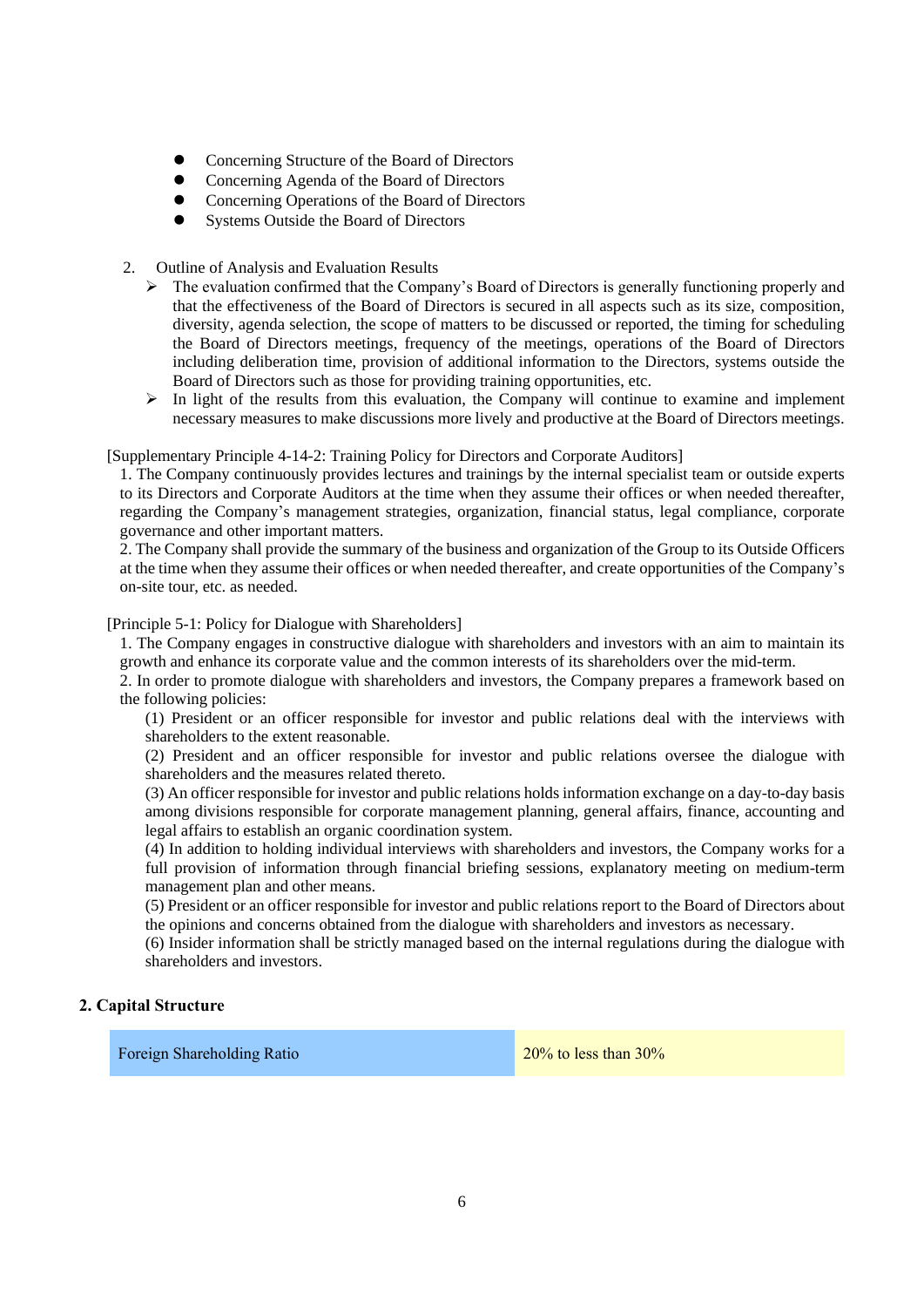- Concerning Structure of the Board of Directors
- Concerning Agenda of the Board of Directors
- Concerning Operations of the Board of Directors
- Systems Outside the Board of Directors

2. Outline of Analysis and Evaluation Results
   - The evaluation confirmed that the Company's Board of Directors is generally functioning properly and that the effectiveness of the Board of Directors is secured in all aspects such as its size, composition, diversity, agenda selection, the scope of matters to be discussed or reported, the timing for scheduling the Board of Directors meetings, frequency of the meetings, operations of the Board of Directors including deliberation time, provision of additional information to the Directors, systems outside the Board of Directors such as those for providing training opportunities, etc.
   - In light of the results from this evaluation, the Company will continue to examine and implement necessary measures to make discussions more lively and productive at the Board of Directors meetings.

[Supplementary Principle 4-14-2: Training Policy for Directors and Corporate Auditors]

1. The Company continuously provides lectures and trainings by the internal specialist team or outside experts to its Directors and Corporate Auditors at the time when they assume their offices or when needed thereafter, regarding the Company's management strategies, organization, financial status, legal compliance, corporate governance and other important matters.
2. The Company shall provide the summary of the business and organization of the Group to its Outside Officers at the time when they assume their offices or when needed thereafter, and create opportunities of the Company's on-site tour, etc. as needed.

[Principle 5-1: Policy for Dialogue with Shareholders]

1. The Company engages in constructive dialogue with shareholders and investors with an aim to maintain its growth and enhance its corporate value and the common interests of its shareholders over the mid-term.
2. In order to promote dialogue with shareholders and investors, the Company prepares a framework based on the following policies:

   (1) President or an officer responsible for investor and public relations deal with the interviews with shareholders to the extent reasonable.
   (2) President and an officer responsible for investor and public relations oversee the dialogue with shareholders and the measures related thereto.
   (3) An officer responsible for investor and public relations holds information exchange on a day-to-day basis among divisions responsible for corporate management planning, general affairs, finance, accounting and legal affairs to establish an organic coordination system.
   (4) In addition to holding individual interviews with shareholders and investors, the Company works for a full provision of information through financial briefing sessions, explanatory meeting on medium-term management plan and other means.
   (5) President or an officer responsible for investor and public relations report to the Board of Directors about the opinions and concerns obtained from the dialogue with shareholders and investors as necessary.
   (6) Insider information shall be strictly managed based on the internal regulations during the dialogue with shareholders and investors.

## 2. Capital Structure

| Foreign Shareholding Ratio | 20% to less than 30% |
|---|---|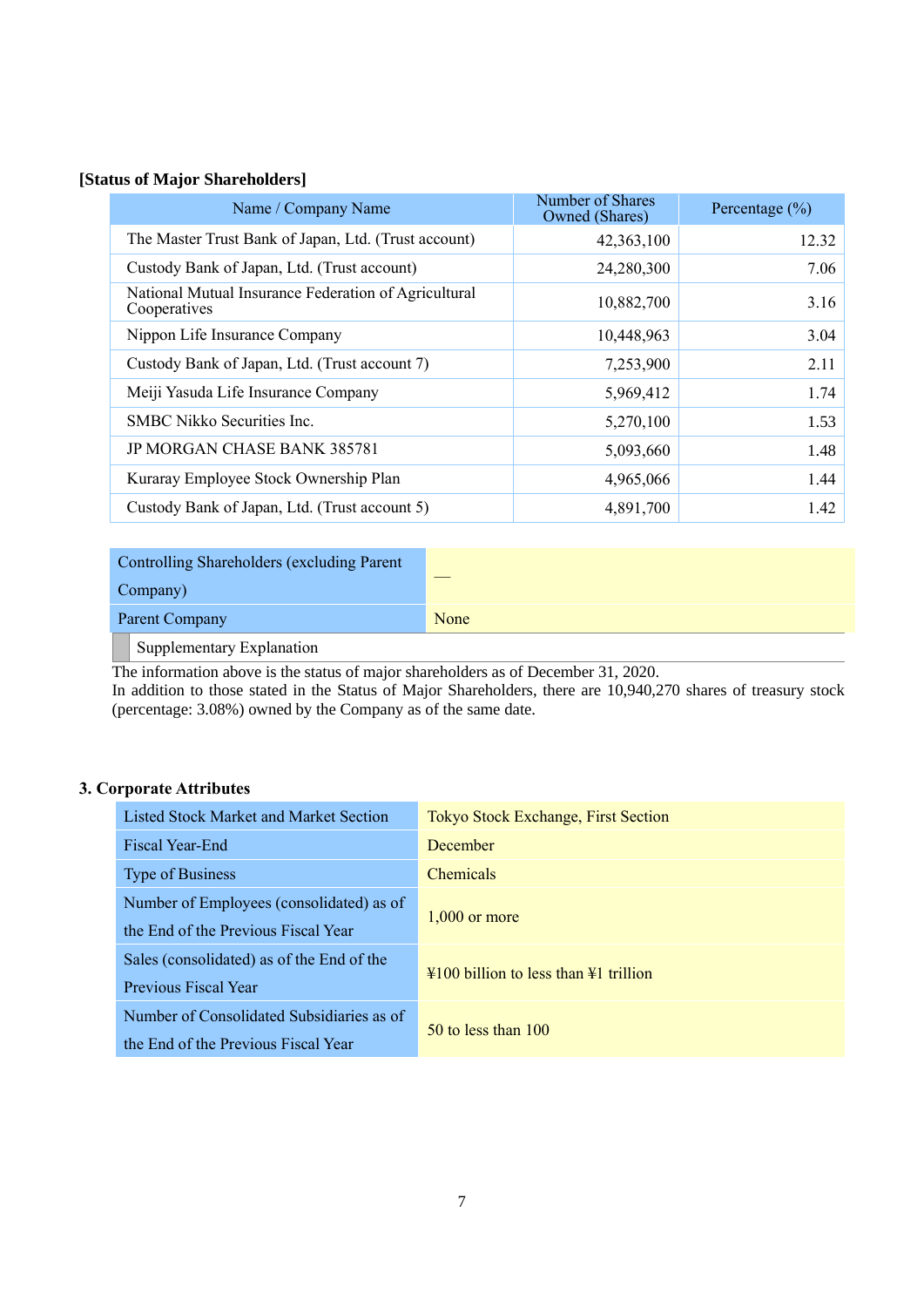**[Status of Major Shareholders]**

| Name / Company Name | Number of Shares Owned (Shares) | Percentage (%) |
|---|---|---|
| The Master Trust Bank of Japan, Ltd. (Trust account) | 42,363,100 | 12.32 |
| Custody Bank of Japan, Ltd. (Trust account) | 24,280,300 | 7.06 |
| National Mutual Insurance Federation of Agricultural Cooperatives | 10,882,700 | 3.16 |
| Nippon Life Insurance Company | 10,448,963 | 3.04 |
| Custody Bank of Japan, Ltd. (Trust account 7) | 7,253,900 | 2.11 |
| Meiji Yasuda Life Insurance Company | 5,969,412 | 1.74 |
| SMBC Nikko Securities Inc. | 5,270,100 | 1.53 |
| JP MORGAN CHASE BANK 385781 | 5,093,660 | 1.48 |
| Kuraray Employee Stock Ownership Plan | 4,965,066 | 1.44 |
| Custody Bank of Japan, Ltd. (Trust account 5) | 4,891,700 | 1.42 |

| | |
|---|---|
| Controlling Shareholders (excluding Parent Company) | — |
| Parent Company | None |

Supplementary Explanation

The information above is the status of major shareholders as of December 31, 2020.
In addition to those stated in the Status of Major Shareholders, there are 10,940,270 shares of treasury stock (percentage: 3.08%) owned by the Company as of the same date.

**3. Corporate Attributes**

| | |
|---|---|
| Listed Stock Market and Market Section | Tokyo Stock Exchange, First Section |
| Fiscal Year-End | December |
| Type of Business | Chemicals |
| Number of Employees (consolidated) as of the End of the Previous Fiscal Year | 1,000 or more |
| Sales (consolidated) as of the End of the Previous Fiscal Year | ¥100 billion to less than ¥1 trillion |
| Number of Consolidated Subsidiaries as of the End of the Previous Fiscal Year | 50 to less than 100 |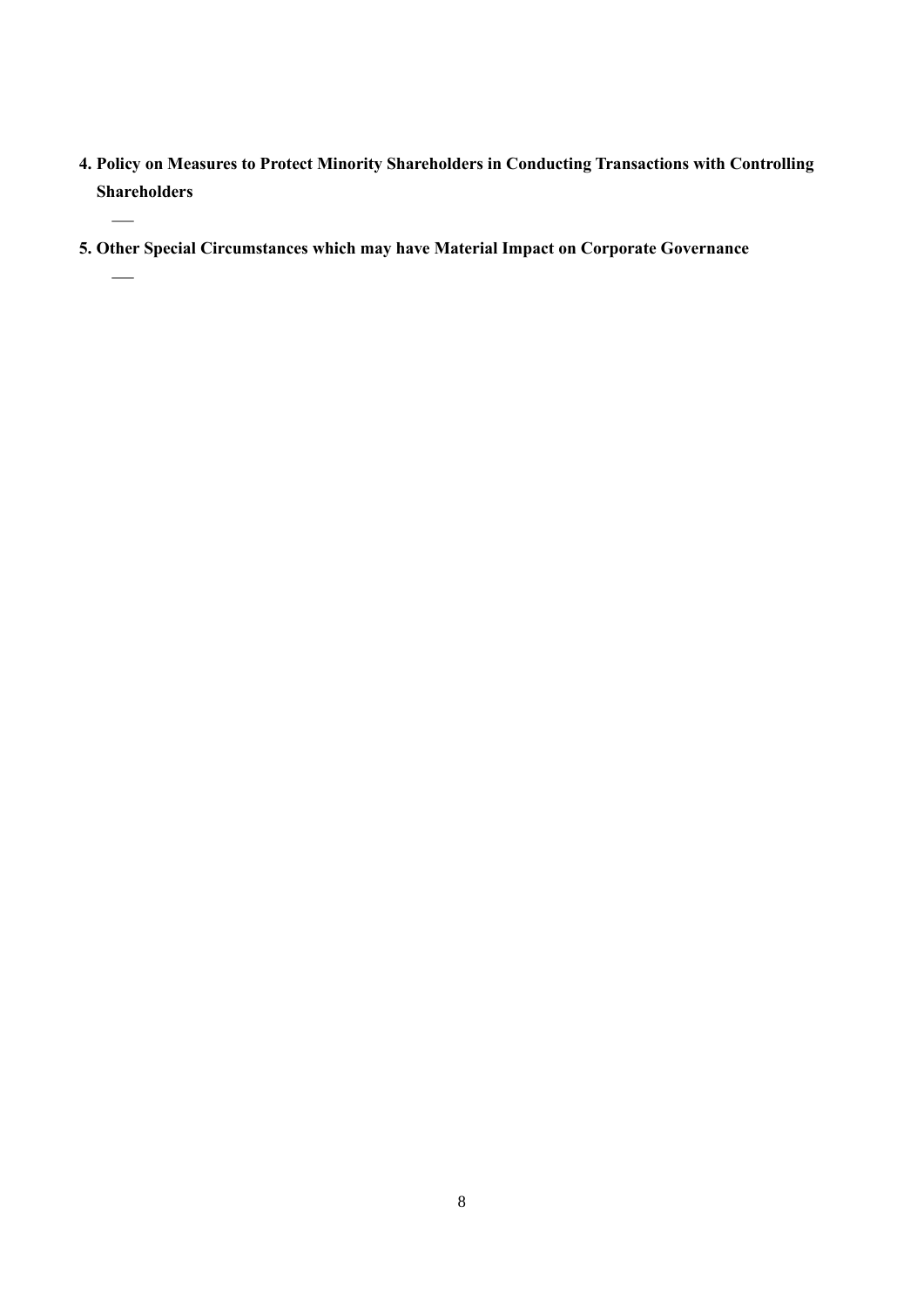**4. Policy on Measures to Protect Minority Shareholders in Conducting Transactions with Controlling Shareholders**

—

**5. Other Special Circumstances which may have Material Impact on Corporate Governance**

—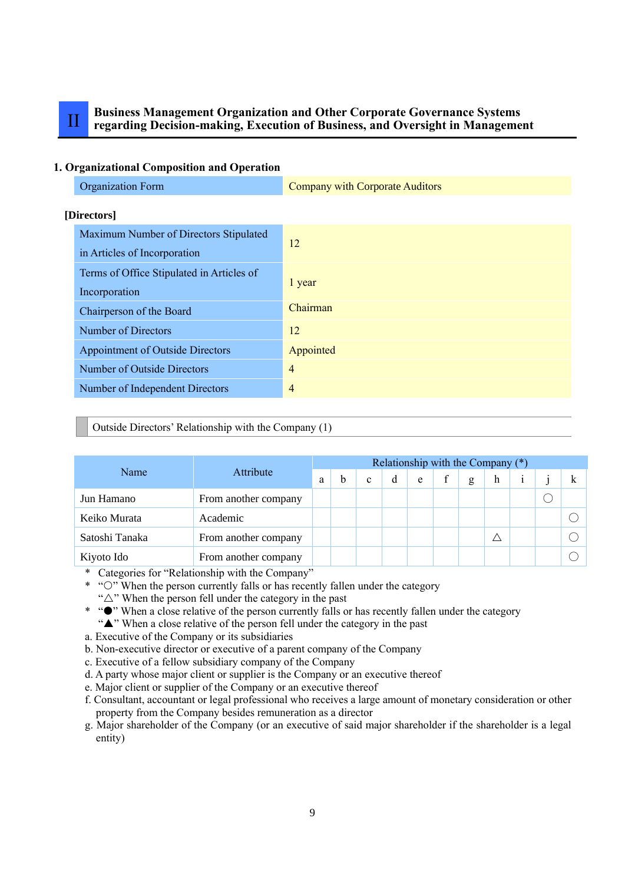# II Business Management Organization and Other Corporate Governance Systems regarding Decision-making, Execution of Business, and Oversight in Management

## 1. Organizational Composition and Operation

| Organization Form | Company with Corporate Auditors |
|---|---|

**[Directors]**

| Maximum Number of Directors Stipulated in Articles of Incorporation | 12 |
|---|---|
| Terms of Office Stipulated in Articles of Incorporation | 1 year |
| Chairperson of the Board | Chairman |
| Number of Directors | 12 |
| Appointment of Outside Directors | Appointed |
| Number of Outside Directors | 4 |
| Number of Independent Directors | 4 |

Outside Directors' Relationship with the Company (1)

| Name | Attribute | Relationship with the Company (*) | | | | | | | | | | |
|---|---|---|---|---|---|---|---|---|---|---|---|---|
| | | a | b | c | d | e | f | g | h | i | j | k |
| Jun Hamano | From another company | | | | | | | | | | ○ | |
| Keiko Murata | Academic | | | | | | | | | | | ○ |
| Satoshi Tanaka | From another company | | | | | | | | △ | | | ○ |
| Kiyoto Ido | From another company | | | | | | | | | | | ○ |

\* Categories for "Relationship with the Company"
\* "○" When the person currently falls or has recently fallen under the category
"△" When the person fell under the category in the past
\* "●" When a close relative of the person currently falls or has recently fallen under the category
"▲" When a close relative of the person fell under the category in the past

a. Executive of the Company or its subsidiaries
b. Non-executive director or executive of a parent company of the Company
c. Executive of a fellow subsidiary company of the Company
d. A party whose major client or supplier is the Company or an executive thereof
e. Major client or supplier of the Company or an executive thereof
f. Consultant, accountant or legal professional who receives a large amount of monetary consideration or other property from the Company besides remuneration as a director
g. Major shareholder of the Company (or an executive of said major shareholder if the shareholder is a legal entity)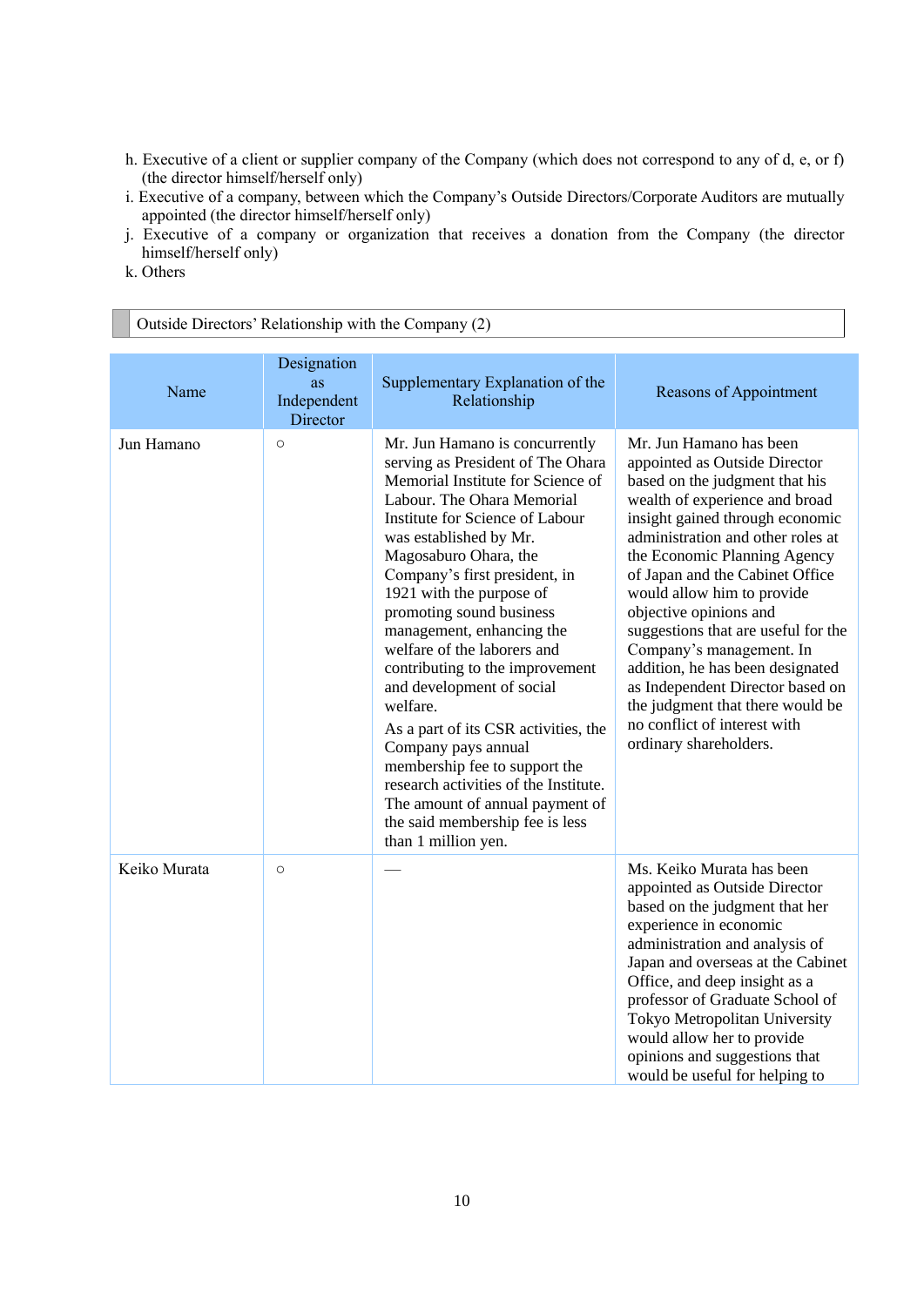h. Executive of a client or supplier company of the Company (which does not correspond to any of d, e, or f) (the director himself/herself only)
i. Executive of a company, between which the Company's Outside Directors/Corporate Auditors are mutually appointed (the director himself/herself only)
j. Executive of a company or organization that receives a donation from the Company (the director himself/herself only)
k. Others

### Outside Directors' Relationship with the Company (2)

| Name | Designation as Independent Director | Supplementary Explanation of the Relationship | Reasons of Appointment |
|---|---|---|---|
| Jun Hamano | ○ | Mr. Jun Hamano is concurrently serving as President of The Ohara Memorial Institute for Science of Labour. The Ohara Memorial Institute for Science of Labour was established by Mr. Magosaburo Ohara, the Company's first president, in 1921 with the purpose of promoting sound business management, enhancing the welfare of the laborers and contributing to the improvement and development of social welfare.<br>As a part of its CSR activities, the Company pays annual membership fee to support the research activities of the Institute. The amount of annual payment of the said membership fee is less than 1 million yen. | Mr. Jun Hamano has been appointed as Outside Director based on the judgment that his wealth of experience and broad insight gained through economic administration and other roles at the Economic Planning Agency of Japan and the Cabinet Office would allow him to provide objective opinions and suggestions that are useful for the Company's management. In addition, he has been designated as Independent Director based on the judgment that there would be no conflict of interest with ordinary shareholders. |
| Keiko Murata | ○ | — | Ms. Keiko Murata has been appointed as Outside Director based on the judgment that her experience in economic administration and analysis of Japan and overseas at the Cabinet Office, and deep insight as a professor of Graduate School of Tokyo Metropolitan University would allow her to provide opinions and suggestions that would be useful for helping to |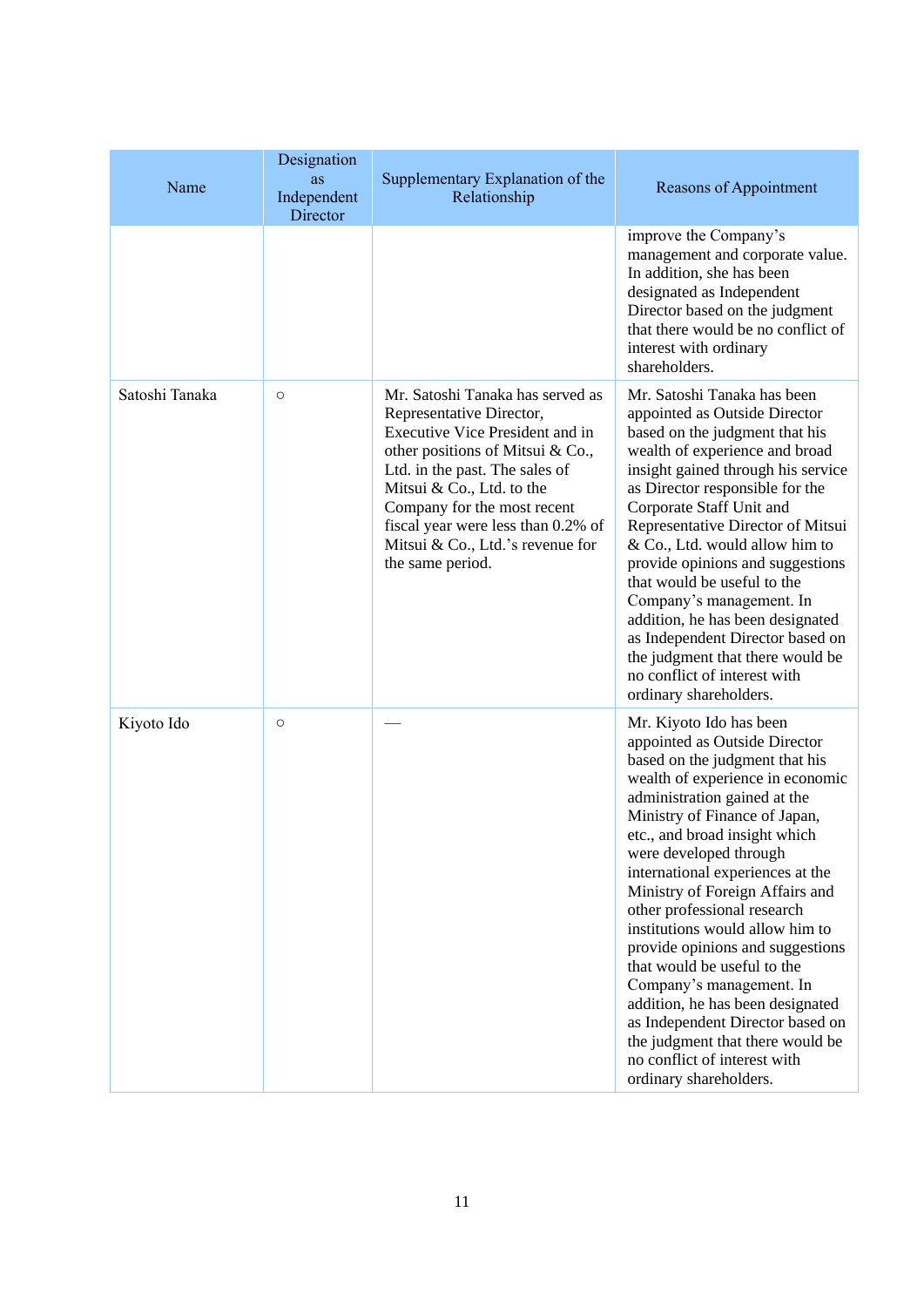| Name | Designation as Independent Director | Supplementary Explanation of the Relationship | Reasons of Appointment |
|---|---|---|---|
| | | | improve the Company's management and corporate value. In addition, she has been designated as Independent Director based on the judgment that there would be no conflict of interest with ordinary shareholders. |
| Satoshi Tanaka | ○ | Mr. Satoshi Tanaka has served as Representative Director, Executive Vice President and in other positions of Mitsui & Co., Ltd. in the past. The sales of Mitsui & Co., Ltd. to the Company for the most recent fiscal year were less than 0.2% of Mitsui & Co., Ltd.'s revenue for the same period. | Mr. Satoshi Tanaka has been appointed as Outside Director based on the judgment that his wealth of experience and broad insight gained through his service as Director responsible for the Corporate Staff Unit and Representative Director of Mitsui & Co., Ltd. would allow him to provide opinions and suggestions that would be useful to the Company's management. In addition, he has been designated as Independent Director based on the judgment that there would be no conflict of interest with ordinary shareholders. |
| Kiyoto Ido | ○ | — | Mr. Kiyoto Ido has been appointed as Outside Director based on the judgment that his wealth of experience in economic administration gained at the Ministry of Finance of Japan, etc., and broad insight which were developed through international experiences at the Ministry of Foreign Affairs and other professional research institutions would allow him to provide opinions and suggestions that would be useful to the Company's management. In addition, he has been designated as Independent Director based on the judgment that there would be no conflict of interest with ordinary shareholders. |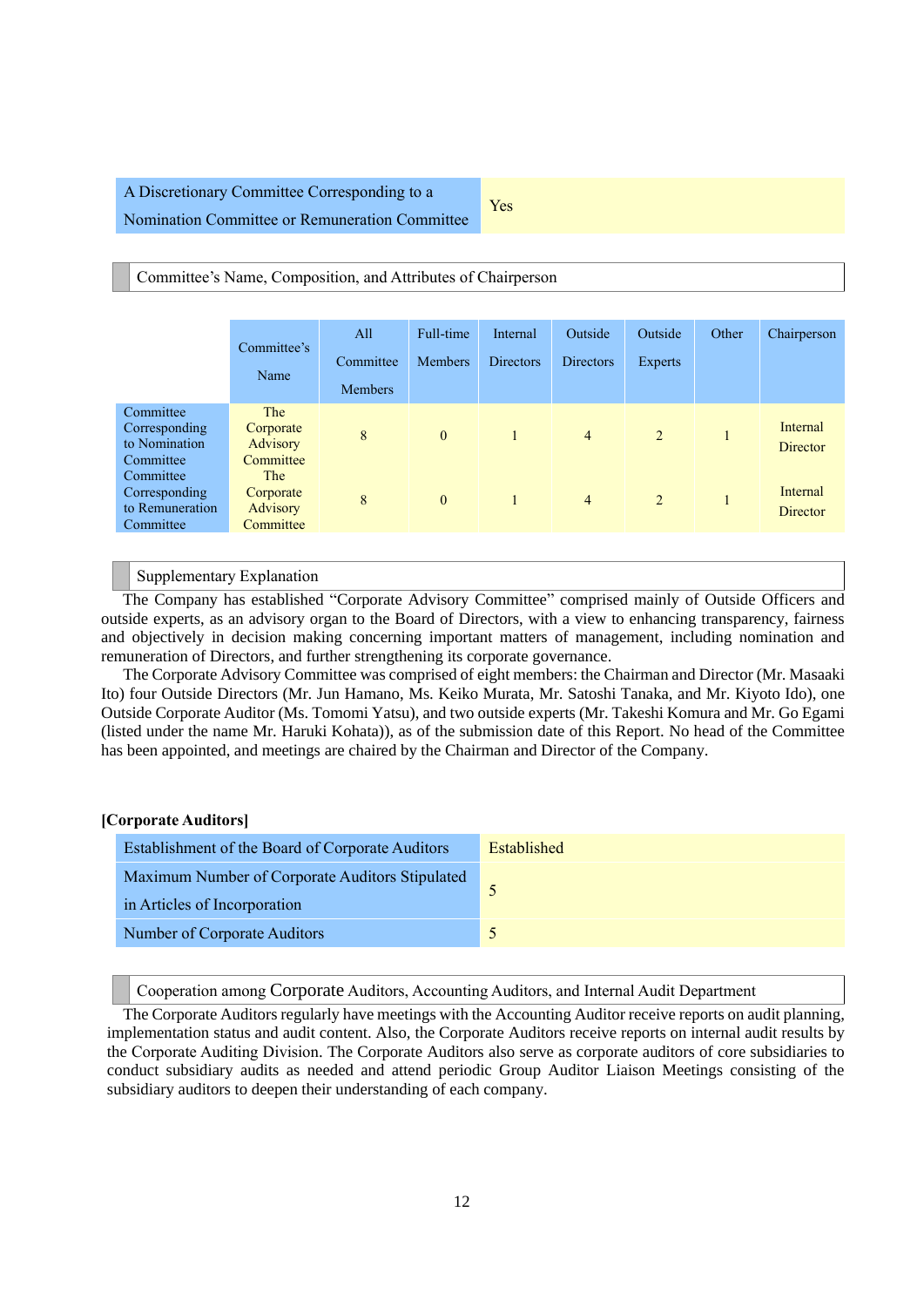| A Discretionary Committee Corresponding to a Nomination Committee or Remuneration Committee | Yes |
|---|---|

Committee's Name, Composition, and Attributes of Chairperson

| | Committee's Name | All Committee Members | Full-time Members | Internal Directors | Outside Directors | Outside Experts | Other | Chairperson |
|---|---|---|---|---|---|---|---|---|
| Committee Corresponding to Nomination Committee | The Corporate Advisory Committee | 8 | 0 | 1 | 4 | 2 | 1 | Internal Director |
| Committee Corresponding to Remuneration Committee | The Corporate Advisory Committee | 8 | 0 | 1 | 4 | 2 | 1 | Internal Director |

Supplementary Explanation

The Company has established "Corporate Advisory Committee" comprised mainly of Outside Officers and outside experts, as an advisory organ to the Board of Directors, with a view to enhancing transparency, fairness and objectively in decision making concerning important matters of management, including nomination and remuneration of Directors, and further strengthening its corporate governance.

The Corporate Advisory Committee was comprised of eight members: the Chairman and Director (Mr. Masaaki Ito) four Outside Directors (Mr. Jun Hamano, Ms. Keiko Murata, Mr. Satoshi Tanaka, and Mr. Kiyoto Ido), one Outside Corporate Auditor (Ms. Tomomi Yatsu), and two outside experts (Mr. Takeshi Komura and Mr. Go Egami (listed under the name Mr. Haruki Kohata)), as of the submission date of this Report. No head of the Committee has been appointed, and meetings are chaired by the Chairman and Director of the Company.

**[Corporate Auditors]**

| Establishment of the Board of Corporate Auditors | Established |
|---|---|
| Maximum Number of Corporate Auditors Stipulated in Articles of Incorporation | 5 |
| Number of Corporate Auditors | 5 |

Cooperation among Corporate Auditors, Accounting Auditors, and Internal Audit Department

The Corporate Auditors regularly have meetings with the Accounting Auditor receive reports on audit planning, implementation status and audit content. Also, the Corporate Auditors receive reports on internal audit results by the Corporate Auditing Division. The Corporate Auditors also serve as corporate auditors of core subsidiaries to conduct subsidiary audits as needed and attend periodic Group Auditor Liaison Meetings consisting of the subsidiary auditors to deepen their understanding of each company.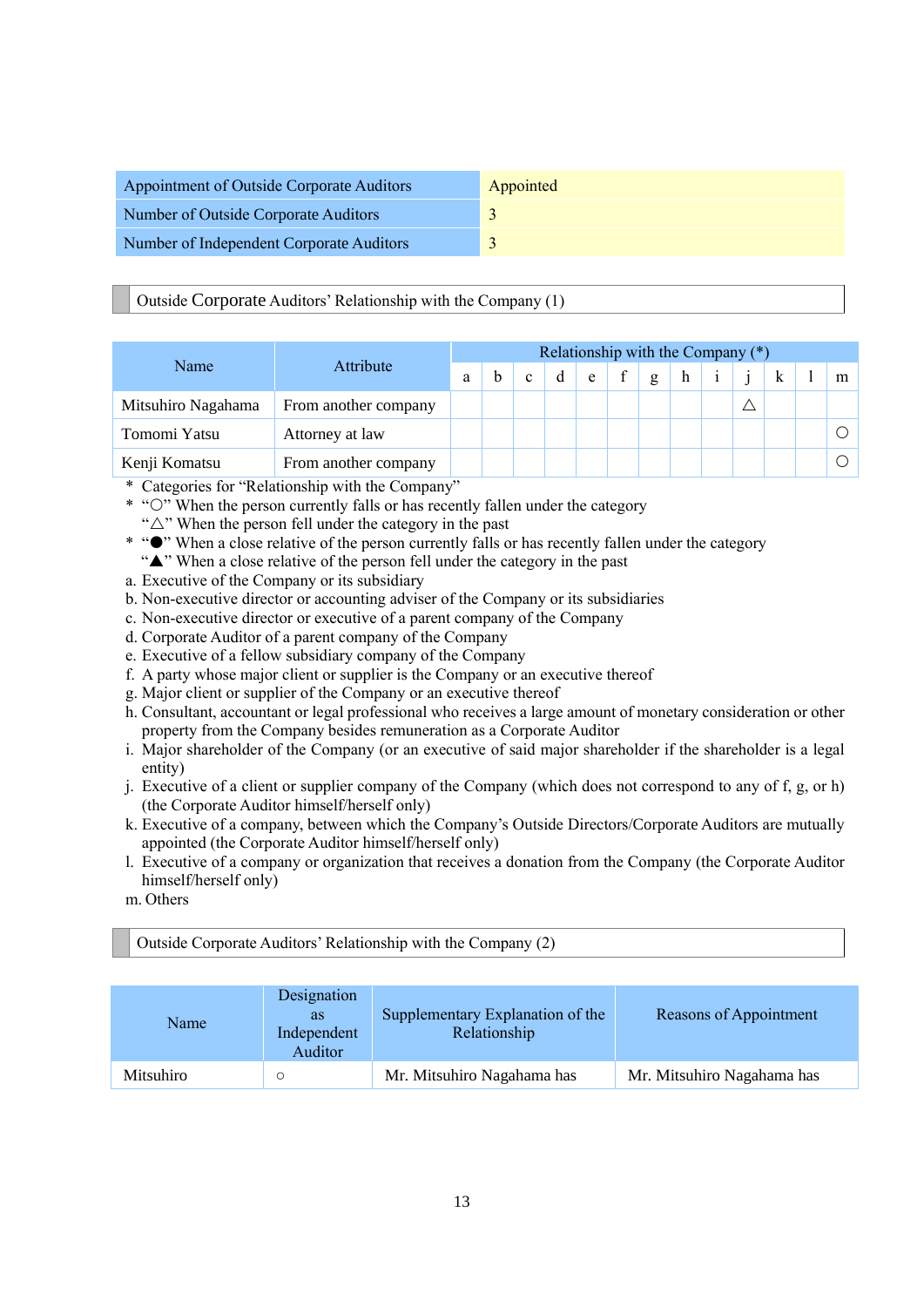| Appointment of Outside Corporate Auditors | Appointed |
|---|---|
| Number of Outside Corporate Auditors | 3 |
| Number of Independent Corporate Auditors | 3 |

Outside Corporate Auditors' Relationship with the Company (1)

| Name | Attribute | Relationship with the Company (*) | | | | | | | | | | | | |
|---|---|---|---|---|---|---|---|---|---|---|---|---|---|---|
| | | a | b | c | d | e | f | g | h | i | j | k | l | m |
| Mitsuhiro Nagahama | From another company | | | | | | | | | | △ | | | |
| Tomomi Yatsu | Attorney at law | | | | | | | | | | | | | ○ |
| Kenji Komatsu | From another company | | | | | | | | | | | | | ○ |

\* Categories for "Relationship with the Company"
\* "○" When the person currently falls or has recently fallen under the category
"△" When the person fell under the category in the past
\* "●" When a close relative of the person currently falls or has recently fallen under the category
"▲" When a close relative of the person fell under the category in the past

a. Executive of the Company or its subsidiary
b. Non-executive director or accounting adviser of the Company or its subsidiaries
c. Non-executive director or executive of a parent company of the Company
d. Corporate Auditor of a parent company of the Company
e. Executive of a fellow subsidiary company of the Company
f. A party whose major client or supplier is the Company or an executive thereof
g. Major client or supplier of the Company or an executive thereof
h. Consultant, accountant or legal professional who receives a large amount of monetary consideration or other property from the Company besides remuneration as a Corporate Auditor
i. Major shareholder of the Company (or an executive of said major shareholder if the shareholder is a legal entity)
j. Executive of a client or supplier company of the Company (which does not correspond to any of f, g, or h) (the Corporate Auditor himself/herself only)
k. Executive of a company, between which the Company's Outside Directors/Corporate Auditors are mutually appointed (the Corporate Auditor himself/herself only)
l. Executive of a company or organization that receives a donation from the Company (the Corporate Auditor himself/herself only)
m. Others

Outside Corporate Auditors' Relationship with the Company (2)

| Name | Designation as Independent Auditor | Supplementary Explanation of the Relationship | Reasons of Appointment |
|---|---|---|---|
| Mitsuhiro | ○ | Mr. Mitsuhiro Nagahama has | Mr. Mitsuhiro Nagahama has |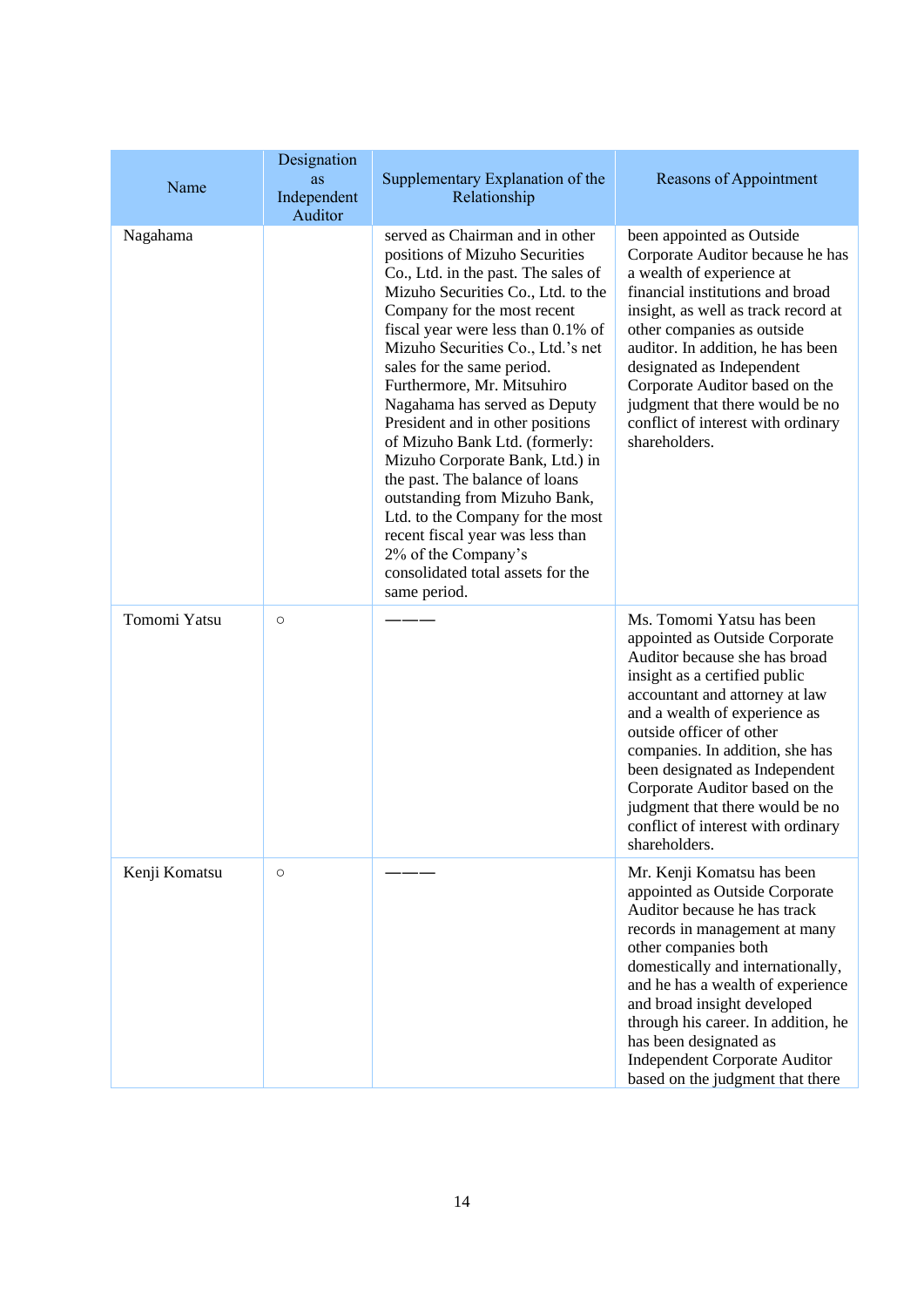| Name | Designation as Independent Auditor | Supplementary Explanation of the Relationship | Reasons of Appointment |
|---|---|---|---|
| Nagahama | | served as Chairman and in other positions of Mizuho Securities Co., Ltd. in the past. The sales of Mizuho Securities Co., Ltd. to the Company for the most recent fiscal year were less than 0.1% of Mizuho Securities Co., Ltd.'s net sales for the same period. Furthermore, Mr. Mitsuhiro Nagahama has served as Deputy President and in other positions of Mizuho Bank Ltd. (formerly: Mizuho Corporate Bank, Ltd.) in the past. The balance of loans outstanding from Mizuho Bank, Ltd. to the Company for the most recent fiscal year was less than 2% of the Company's consolidated total assets for the same period. | been appointed as Outside Corporate Auditor because he has a wealth of experience at financial institutions and broad insight, as well as track record at other companies as outside auditor. In addition, he has been designated as Independent Corporate Auditor based on the judgment that there would be no conflict of interest with ordinary shareholders. |
| Tomomi Yatsu | ○ | ——— | Ms. Tomomi Yatsu has been appointed as Outside Corporate Auditor because she has broad insight as a certified public accountant and attorney at law and a wealth of experience as outside officer of other companies. In addition, she has been designated as Independent Corporate Auditor based on the judgment that there would be no conflict of interest with ordinary shareholders. |
| Kenji Komatsu | ○ | ——— | Mr. Kenji Komatsu has been appointed as Outside Corporate Auditor because he has track records in management at many other companies both domestically and internationally, and he has a wealth of experience and broad insight developed through his career. In addition, he has been designated as Independent Corporate Auditor based on the judgment that there |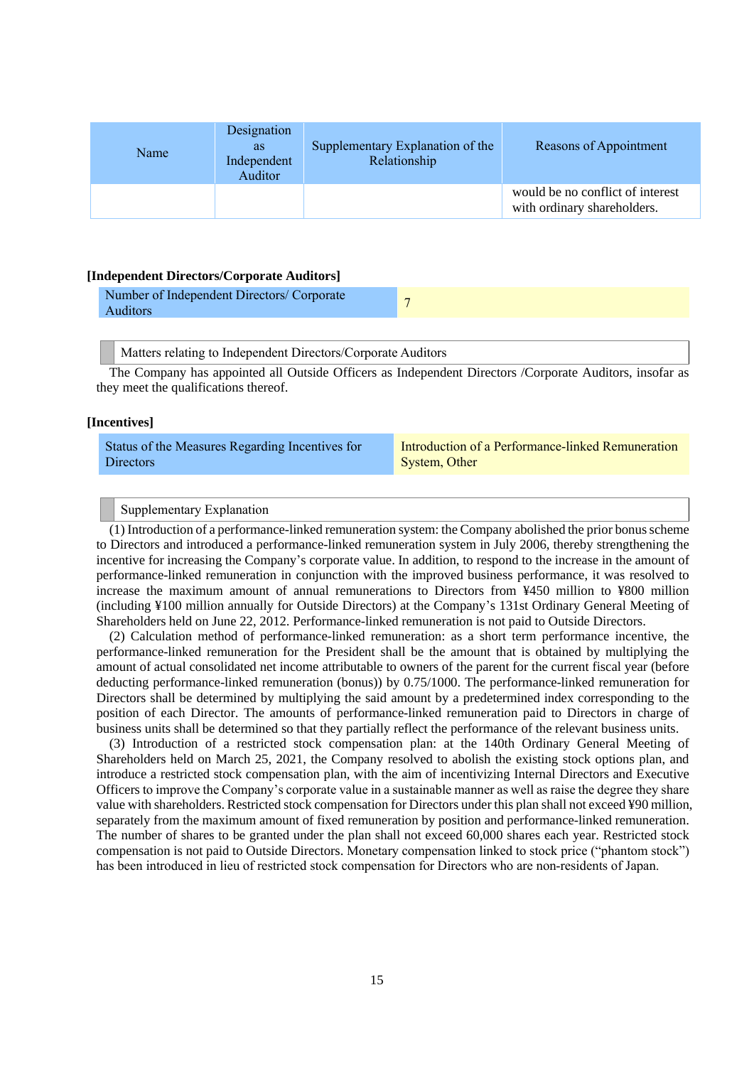| Name | Designation as Independent Auditor | Supplementary Explanation of the Relationship | Reasons of Appointment |
|---|---|---|---|
| | | | would be no conflict of interest with ordinary shareholders. |

**[Independent Directors/Corporate Auditors]**

| Number of Independent Directors/ Corporate Auditors | 7 |
|---|---|

Matters relating to Independent Directors/Corporate Auditors

The Company has appointed all Outside Officers as Independent Directors /Corporate Auditors, insofar as they meet the qualifications thereof.

**[Incentives]**

| Status of the Measures Regarding Incentives for Directors | Introduction of a Performance-linked Remuneration System, Other |
|---|---|

Supplementary Explanation

(1) Introduction of a performance-linked remuneration system: the Company abolished the prior bonus scheme to Directors and introduced a performance-linked remuneration system in July 2006, thereby strengthening the incentive for increasing the Company's corporate value. In addition, to respond to the increase in the amount of performance-linked remuneration in conjunction with the improved business performance, it was resolved to increase the maximum amount of annual remunerations to Directors from ¥450 million to ¥800 million (including ¥100 million annually for Outside Directors) at the Company's 131st Ordinary General Meeting of Shareholders held on June 22, 2012. Performance-linked remuneration is not paid to Outside Directors.

(2) Calculation method of performance-linked remuneration: as a short term performance incentive, the performance-linked remuneration for the President shall be the amount that is obtained by multiplying the amount of actual consolidated net income attributable to owners of the parent for the current fiscal year (before deducting performance-linked remuneration (bonus)) by 0.75/1000. The performance-linked remuneration for Directors shall be determined by multiplying the said amount by a predetermined index corresponding to the position of each Director. The amounts of performance-linked remuneration paid to Directors in charge of business units shall be determined so that they partially reflect the performance of the relevant business units.

(3) Introduction of a restricted stock compensation plan: at the 140th Ordinary General Meeting of Shareholders held on March 25, 2021, the Company resolved to abolish the existing stock options plan, and introduce a restricted stock compensation plan, with the aim of incentivizing Internal Directors and Executive Officers to improve the Company's corporate value in a sustainable manner as well as raise the degree they share value with shareholders. Restricted stock compensation for Directors under this plan shall not exceed ¥90 million, separately from the maximum amount of fixed remuneration by position and performance-linked remuneration. The number of shares to be granted under the plan shall not exceed 60,000 shares each year. Restricted stock compensation is not paid to Outside Directors. Monetary compensation linked to stock price ("phantom stock") has been introduced in lieu of restricted stock compensation for Directors who are non-residents of Japan.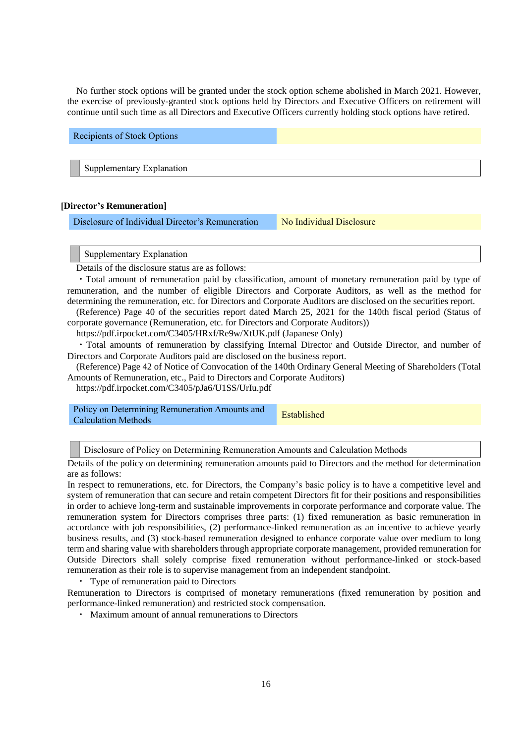No further stock options will be granted under the stock option scheme abolished in March 2021. However, the exercise of previously-granted stock options held by Directors and Executive Officers on retirement will continue until such time as all Directors and Executive Officers currently holding stock options have retired.

| Recipients of Stock Options | |
|---|---|

| Supplementary Explanation |
|---|

**[Director's Remuneration]**

| Disclosure of Individual Director's Remuneration | No Individual Disclosure |
|---|---|

| Supplementary Explanation |
|---|

Details of the disclosure status are as follows:

・Total amount of remuneration paid by classification, amount of monetary remuneration paid by type of remuneration, and the number of eligible Directors and Corporate Auditors, as well as the method for determining the remuneration, etc. for Directors and Corporate Auditors are disclosed on the securities report.

(Reference) Page 40 of the securities report dated March 25, 2021 for the 140th fiscal period (Status of corporate governance (Remuneration, etc. for Directors and Corporate Auditors))

https://pdf.irpocket.com/C3405/HRxf/Re9w/XtUK.pdf (Japanese Only)

・Total amounts of remuneration by classifying Internal Director and Outside Director, and number of Directors and Corporate Auditors paid are disclosed on the business report.

(Reference) Page 42 of Notice of Convocation of the 140th Ordinary General Meeting of Shareholders (Total Amounts of Remuneration, etc., Paid to Directors and Corporate Auditors)

https://pdf.irpocket.com/C3405/pJa6/U1SS/UrIu.pdf

| Policy on Determining Remuneration Amounts and Calculation Methods | Established |
|---|---|

| Disclosure of Policy on Determining Remuneration Amounts and Calculation Methods |
|---|

Details of the policy on determining remuneration amounts paid to Directors and the method for determination are as follows:

In respect to remunerations, etc. for Directors, the Company's basic policy is to have a competitive level and system of remuneration that can secure and retain competent Directors fit for their positions and responsibilities in order to achieve long-term and sustainable improvements in corporate performance and corporate value. The remuneration system for Directors comprises three parts: (1) fixed remuneration as basic remuneration in accordance with job responsibilities, (2) performance-linked remuneration as an incentive to achieve yearly business results, and (3) stock-based remuneration designed to enhance corporate value over medium to long term and sharing value with shareholders through appropriate corporate management, provided remuneration for Outside Directors shall solely comprise fixed remuneration without performance-linked or stock-based remuneration as their role is to supervise management from an independent standpoint.

・ Type of remuneration paid to Directors

Remuneration to Directors is comprised of monetary remunerations (fixed remuneration by position and performance-linked remuneration) and restricted stock compensation.

・ Maximum amount of annual remunerations to Directors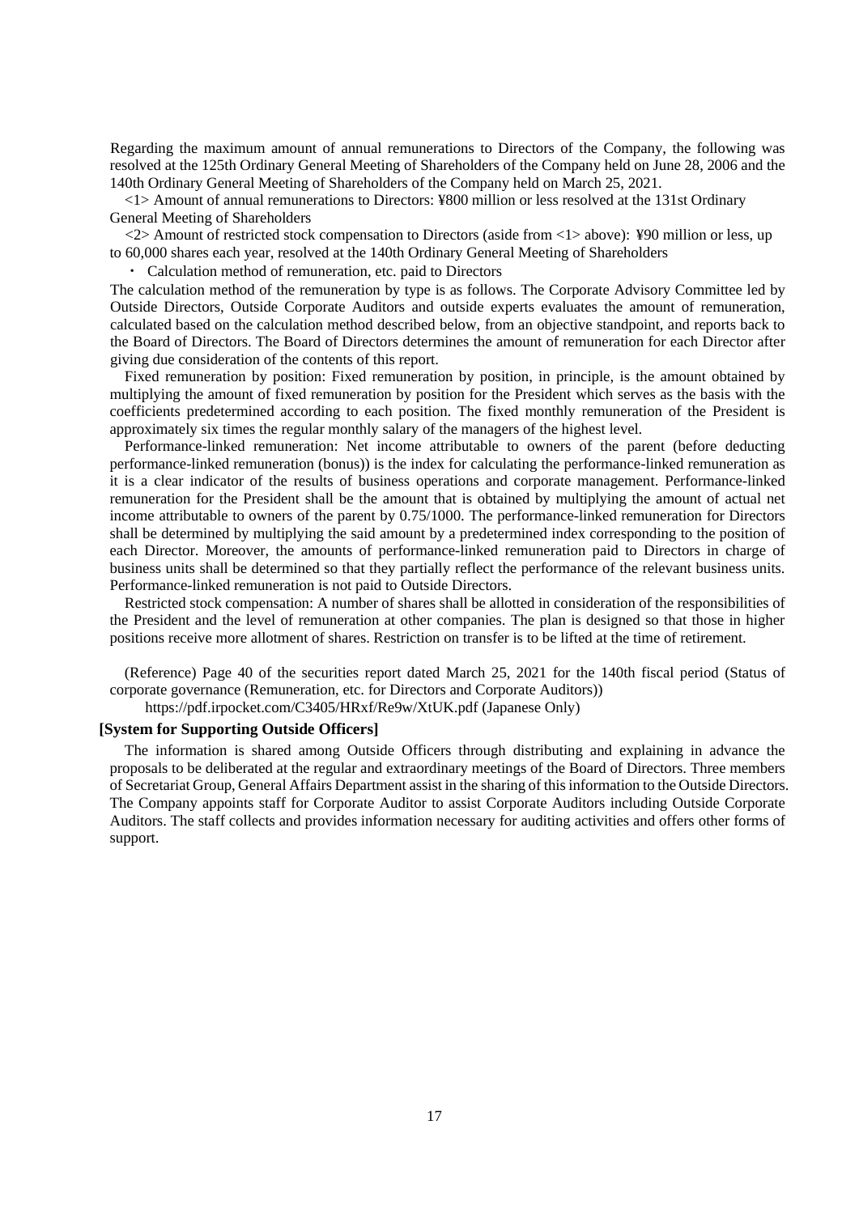Regarding the maximum amount of annual remunerations to Directors of the Company, the following was resolved at the 125th Ordinary General Meeting of Shareholders of the Company held on June 28, 2006 and the 140th Ordinary General Meeting of Shareholders of the Company held on March 25, 2021.

<1> Amount of annual remunerations to Directors: ¥800 million or less resolved at the 131st Ordinary General Meeting of Shareholders

<2> Amount of restricted stock compensation to Directors (aside from <1> above): ¥90 million or less, up to 60,000 shares each year, resolved at the 140th Ordinary General Meeting of Shareholders

・ Calculation method of remuneration, etc. paid to Directors

The calculation method of the remuneration by type is as follows. The Corporate Advisory Committee led by Outside Directors, Outside Corporate Auditors and outside experts evaluates the amount of remuneration, calculated based on the calculation method described below, from an objective standpoint, and reports back to the Board of Directors. The Board of Directors determines the amount of remuneration for each Director after giving due consideration of the contents of this report.

Fixed remuneration by position: Fixed remuneration by position, in principle, is the amount obtained by multiplying the amount of fixed remuneration by position for the President which serves as the basis with the coefficients predetermined according to each position. The fixed monthly remuneration of the President is approximately six times the regular monthly salary of the managers of the highest level.

Performance-linked remuneration: Net income attributable to owners of the parent (before deducting performance-linked remuneration (bonus)) is the index for calculating the performance-linked remuneration as it is a clear indicator of the results of business operations and corporate management. Performance-linked remuneration for the President shall be the amount that is obtained by multiplying the amount of actual net income attributable to owners of the parent by 0.75/1000. The performance-linked remuneration for Directors shall be determined by multiplying the said amount by a predetermined index corresponding to the position of each Director. Moreover, the amounts of performance-linked remuneration paid to Directors in charge of business units shall be determined so that they partially reflect the performance of the relevant business units. Performance-linked remuneration is not paid to Outside Directors.

Restricted stock compensation: A number of shares shall be allotted in consideration of the responsibilities of the President and the level of remuneration at other companies. The plan is designed so that those in higher positions receive more allotment of shares. Restriction on transfer is to be lifted at the time of retirement.

(Reference) Page 40 of the securities report dated March 25, 2021 for the 140th fiscal period (Status of corporate governance (Remuneration, etc. for Directors and Corporate Auditors))

https://pdf.irpocket.com/C3405/HRxf/Re9w/XtUK.pdf (Japanese Only)

**[System for Supporting Outside Officers]**

The information is shared among Outside Officers through distributing and explaining in advance the proposals to be deliberated at the regular and extraordinary meetings of the Board of Directors. Three members of Secretariat Group, General Affairs Department assist in the sharing of this information to the Outside Directors. The Company appoints staff for Corporate Auditor to assist Corporate Auditors including Outside Corporate Auditors. The staff collects and provides information necessary for auditing activities and offers other forms of support.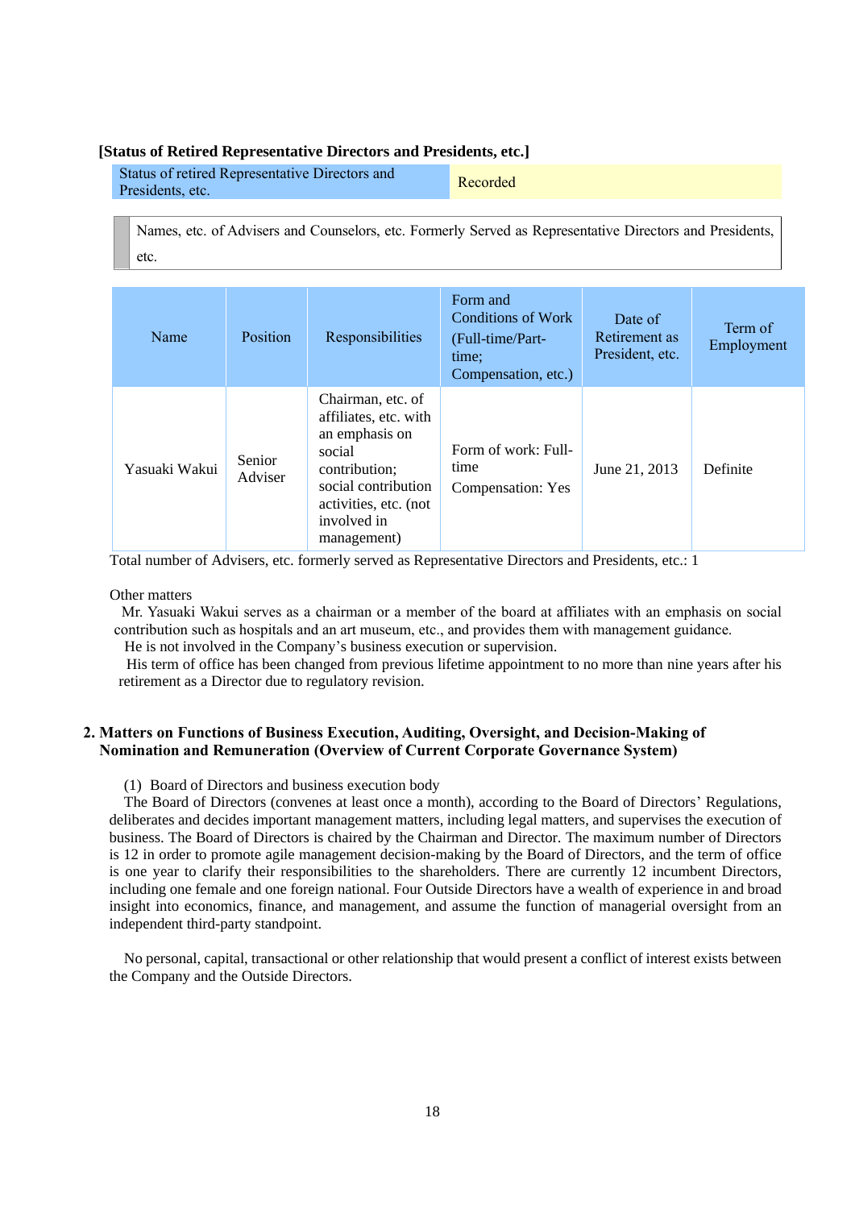**[Status of Retired Representative Directors and Presidents, etc.]**

| Status of retired Representative Directors and Presidents, etc. | Recorded |
|---|---|

Names, etc. of Advisers and Counselors, etc. Formerly Served as Representative Directors and Presidents, etc.

| Name | Position | Responsibilities | Form and Conditions of Work (Full-time/Part-time; Compensation, etc.) | Date of Retirement as President, etc. | Term of Employment |
|---|---|---|---|---|---|
| Yasuaki Wakui | Senior Adviser | Chairman, etc. of affiliates, etc. with an emphasis on social contribution; social contribution activities, etc. (not involved in management) | Form of work: Full-time<br>Compensation: Yes | June 21, 2013 | Definite |

Total number of Advisers, etc. formerly served as Representative Directors and Presidents, etc.: 1

Other matters

Mr. Yasuaki Wakui serves as a chairman or a member of the board at affiliates with an emphasis on social contribution such as hospitals and an art museum, etc., and provides them with management guidance.

He is not involved in the Company's business execution or supervision.

His term of office has been changed from previous lifetime appointment to no more than nine years after his retirement as a Director due to regulatory revision.

## 2. Matters on Functions of Business Execution, Auditing, Oversight, and Decision-Making of Nomination and Remuneration (Overview of Current Corporate Governance System)

(1) Board of Directors and business execution body

The Board of Directors (convenes at least once a month), according to the Board of Directors' Regulations, deliberates and decides important management matters, including legal matters, and supervises the execution of business. The Board of Directors is chaired by the Chairman and Director. The maximum number of Directors is 12 in order to promote agile management decision-making by the Board of Directors, and the term of office is one year to clarify their responsibilities to the shareholders. There are currently 12 incumbent Directors, including one female and one foreign national. Four Outside Directors have a wealth of experience in and broad insight into economics, finance, and management, and assume the function of managerial oversight from an independent third-party standpoint.

No personal, capital, transactional or other relationship that would present a conflict of interest exists between the Company and the Outside Directors.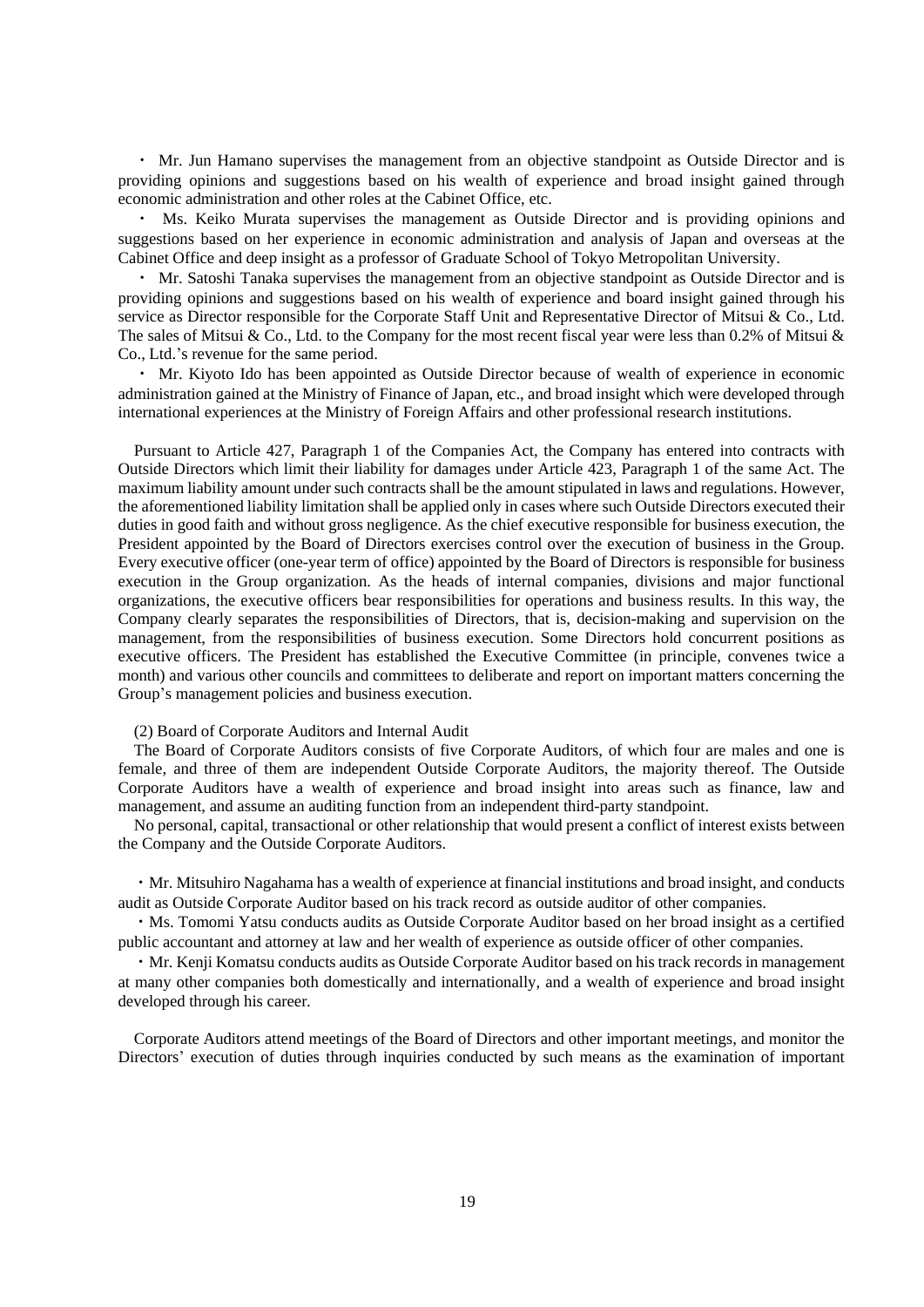・ Mr. Jun Hamano supervises the management from an objective standpoint as Outside Director and is providing opinions and suggestions based on his wealth of experience and broad insight gained through economic administration and other roles at the Cabinet Office, etc.

・ Ms. Keiko Murata supervises the management as Outside Director and is providing opinions and suggestions based on her experience in economic administration and analysis of Japan and overseas at the Cabinet Office and deep insight as a professor of Graduate School of Tokyo Metropolitan University.

・ Mr. Satoshi Tanaka supervises the management from an objective standpoint as Outside Director and is providing opinions and suggestions based on his wealth of experience and board insight gained through his service as Director responsible for the Corporate Staff Unit and Representative Director of Mitsui & Co., Ltd. The sales of Mitsui & Co., Ltd. to the Company for the most recent fiscal year were less than 0.2% of Mitsui & Co., Ltd.'s revenue for the same period.

・ Mr. Kiyoto Ido has been appointed as Outside Director because of wealth of experience in economic administration gained at the Ministry of Finance of Japan, etc., and broad insight which were developed through international experiences at the Ministry of Foreign Affairs and other professional research institutions.

Pursuant to Article 427, Paragraph 1 of the Companies Act, the Company has entered into contracts with Outside Directors which limit their liability for damages under Article 423, Paragraph 1 of the same Act. The maximum liability amount under such contracts shall be the amount stipulated in laws and regulations. However, the aforementioned liability limitation shall be applied only in cases where such Outside Directors executed their duties in good faith and without gross negligence. As the chief executive responsible for business execution, the President appointed by the Board of Directors exercises control over the execution of business in the Group. Every executive officer (one-year term of office) appointed by the Board of Directors is responsible for business execution in the Group organization. As the heads of internal companies, divisions and major functional organizations, the executive officers bear responsibilities for operations and business results. In this way, the Company clearly separates the responsibilities of Directors, that is, decision-making and supervision on the management, from the responsibilities of business execution. Some Directors hold concurrent positions as executive officers. The President has established the Executive Committee (in principle, convenes twice a month) and various other councils and committees to deliberate and report on important matters concerning the Group's management policies and business execution.

(2) Board of Corporate Auditors and Internal Audit

The Board of Corporate Auditors consists of five Corporate Auditors, of which four are males and one is female, and three of them are independent Outside Corporate Auditors, the majority thereof. The Outside Corporate Auditors have a wealth of experience and broad insight into areas such as finance, law and management, and assume an auditing function from an independent third-party standpoint.

No personal, capital, transactional or other relationship that would present a conflict of interest exists between the Company and the Outside Corporate Auditors.

・Mr. Mitsuhiro Nagahama has a wealth of experience at financial institutions and broad insight, and conducts audit as Outside Corporate Auditor based on his track record as outside auditor of other companies.

・Ms. Tomomi Yatsu conducts audits as Outside Corporate Auditor based on her broad insight as a certified public accountant and attorney at law and her wealth of experience as outside officer of other companies.

・Mr. Kenji Komatsu conducts audits as Outside Corporate Auditor based on his track records in management at many other companies both domestically and internationally, and a wealth of experience and broad insight developed through his career.

Corporate Auditors attend meetings of the Board of Directors and other important meetings, and monitor the Directors' execution of duties through inquiries conducted by such means as the examination of important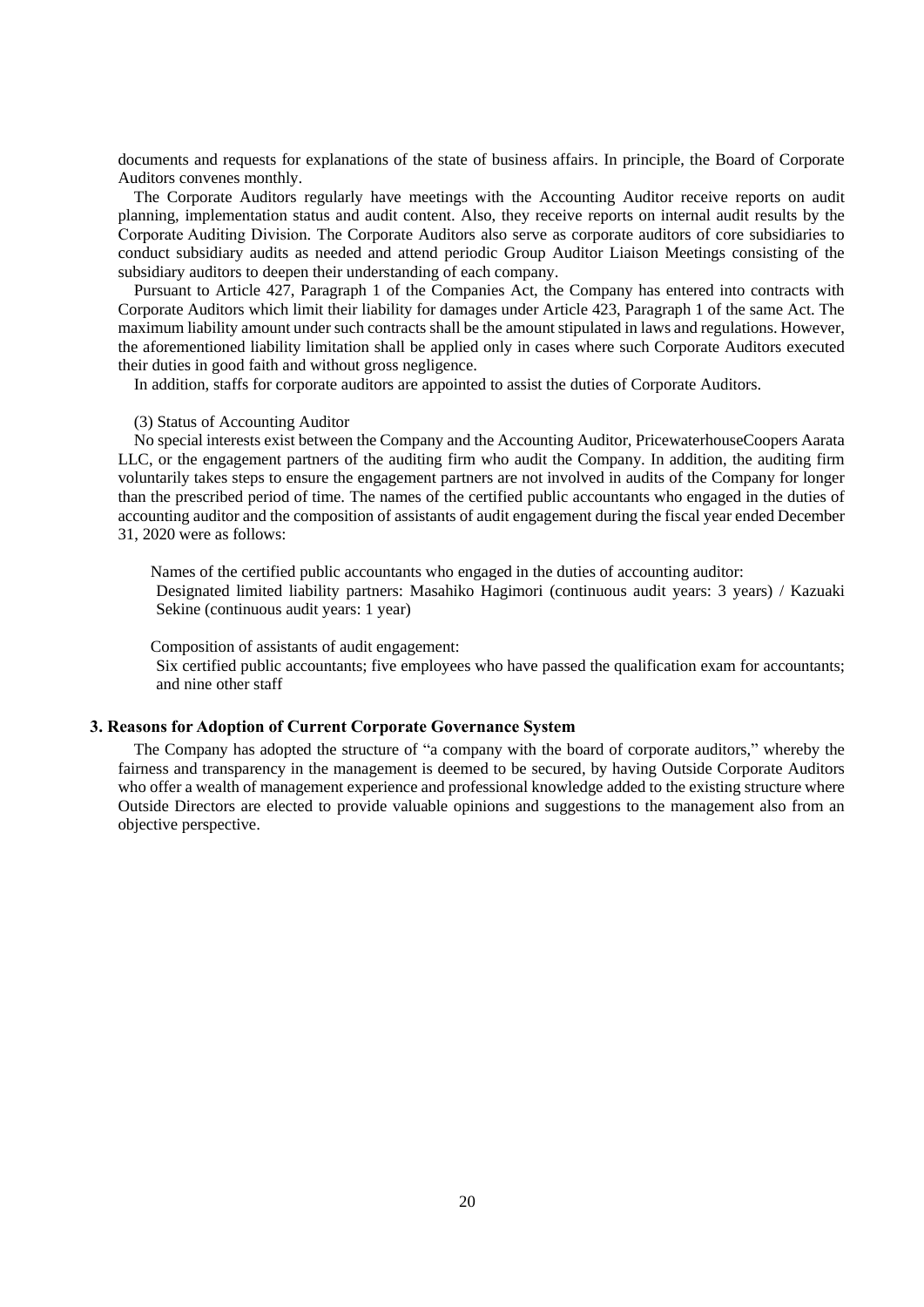documents and requests for explanations of the state of business affairs. In principle, the Board of Corporate Auditors convenes monthly.

The Corporate Auditors regularly have meetings with the Accounting Auditor receive reports on audit planning, implementation status and audit content. Also, they receive reports on internal audit results by the Corporate Auditing Division. The Corporate Auditors also serve as corporate auditors of core subsidiaries to conduct subsidiary audits as needed and attend periodic Group Auditor Liaison Meetings consisting of the subsidiary auditors to deepen their understanding of each company.

Pursuant to Article 427, Paragraph 1 of the Companies Act, the Company has entered into contracts with Corporate Auditors which limit their liability for damages under Article 423, Paragraph 1 of the same Act. The maximum liability amount under such contracts shall be the amount stipulated in laws and regulations. However, the aforementioned liability limitation shall be applied only in cases where such Corporate Auditors executed their duties in good faith and without gross negligence.

In addition, staffs for corporate auditors are appointed to assist the duties of Corporate Auditors.

(3) Status of Accounting Auditor

No special interests exist between the Company and the Accounting Auditor, PricewaterhouseCoopers Aarata LLC, or the engagement partners of the auditing firm who audit the Company. In addition, the auditing firm voluntarily takes steps to ensure the engagement partners are not involved in audits of the Company for longer than the prescribed period of time. The names of the certified public accountants who engaged in the duties of accounting auditor and the composition of assistants of audit engagement during the fiscal year ended December 31, 2020 were as follows:

Names of the certified public accountants who engaged in the duties of accounting auditor:
Designated limited liability partners: Masahiko Hagimori (continuous audit years: 3 years) / Kazuaki Sekine (continuous audit years: 1 year)

Composition of assistants of audit engagement:
Six certified public accountants; five employees who have passed the qualification exam for accountants; and nine other staff

## 3. Reasons for Adoption of Current Corporate Governance System

The Company has adopted the structure of "a company with the board of corporate auditors," whereby the fairness and transparency in the management is deemed to be secured, by having Outside Corporate Auditors who offer a wealth of management experience and professional knowledge added to the existing structure where Outside Directors are elected to provide valuable opinions and suggestions to the management also from an objective perspective.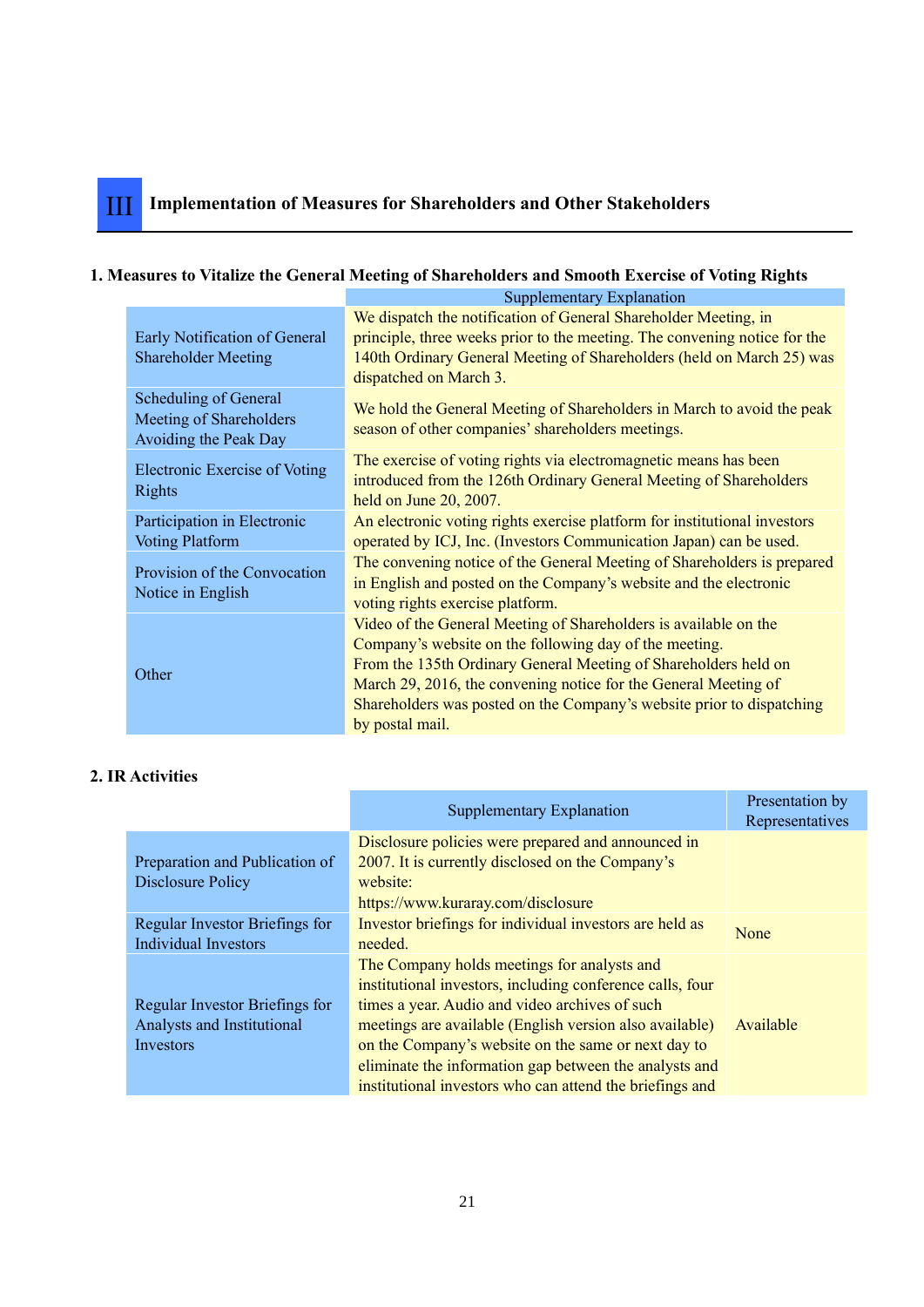# III Implementation of Measures for Shareholders and Other Stakeholders

## 1. Measures to Vitalize the General Meeting of Shareholders and Smooth Exercise of Voting Rights

| | Supplementary Explanation |
|---|---|
| Early Notification of General Shareholder Meeting | We dispatch the notification of General Shareholder Meeting, in principle, three weeks prior to the meeting. The convening notice for the 140th Ordinary General Meeting of Shareholders (held on March 25) was dispatched on March 3. |
| Scheduling of General Meeting of Shareholders Avoiding the Peak Day | We hold the General Meeting of Shareholders in March to avoid the peak season of other companies' shareholders meetings. |
| Electronic Exercise of Voting Rights | The exercise of voting rights via electromagnetic means has been introduced from the 126th Ordinary General Meeting of Shareholders held on June 20, 2007. |
| Participation in Electronic Voting Platform | An electronic voting rights exercise platform for institutional investors operated by ICJ, Inc. (Investors Communication Japan) can be used. |
| Provision of the Convocation Notice in English | The convening notice of the General Meeting of Shareholders is prepared in English and posted on the Company's website and the electronic voting rights exercise platform. |
| Other | Video of the General Meeting of Shareholders is available on the Company's website on the following day of the meeting.<br>From the 135th Ordinary General Meeting of Shareholders held on March 29, 2016, the convening notice for the General Meeting of Shareholders was posted on the Company's website prior to dispatching by postal mail. |

## 2. IR Activities

| | Supplementary Explanation | Presentation by Representatives |
|---|---|---|
| Preparation and Publication of Disclosure Policy | Disclosure policies were prepared and announced in 2007. It is currently disclosed on the Company's website:<br>https://www.kuraray.com/disclosure | |
| Regular Investor Briefings for Individual Investors | Investor briefings for individual investors are held as needed. | None |
| Regular Investor Briefings for Analysts and Institutional Investors | The Company holds meetings for analysts and institutional investors, including conference calls, four times a year. Audio and video archives of such meetings are available (English version also available) on the Company's website on the same or next day to eliminate the information gap between the analysts and institutional investors who can attend the briefings and | Available |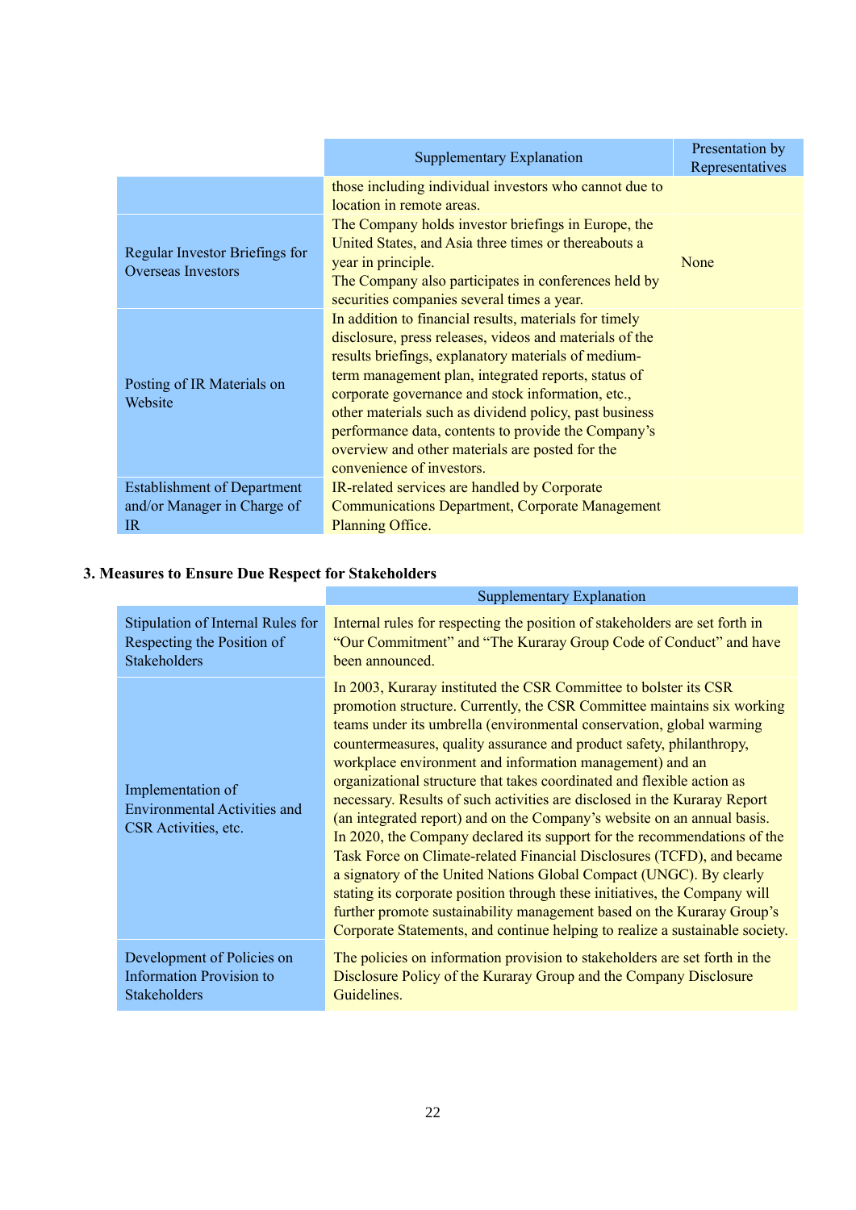| | Supplementary Explanation | Presentation by Representatives |
|---|---|---|
| | those including individual investors who cannot due to location in remote areas. | |
| Regular Investor Briefings for Overseas Investors | The Company holds investor briefings in Europe, the United States, and Asia three times or thereabouts a year in principle. The Company also participates in conferences held by securities companies several times a year. | None |
| Posting of IR Materials on Website | In addition to financial results, materials for timely disclosure, press releases, videos and materials of the results briefings, explanatory materials of medium-term management plan, integrated reports, status of corporate governance and stock information, etc., other materials such as dividend policy, past business performance data, contents to provide the Company's overview and other materials are posted for the convenience of investors. | |
| Establishment of Department and/or Manager in Charge of IR | IR-related services are handled by Corporate Communications Department, Corporate Management Planning Office. | |

### 3. Measures to Ensure Due Respect for Stakeholders

| | Supplementary Explanation |
|---|---|
| Stipulation of Internal Rules for Respecting the Position of Stakeholders | Internal rules for respecting the position of stakeholders are set forth in "Our Commitment" and "The Kuraray Group Code of Conduct" and have been announced. |
| Implementation of Environmental Activities and CSR Activities, etc. | In 2003, Kuraray instituted the CSR Committee to bolster its CSR promotion structure. Currently, the CSR Committee maintains six working teams under its umbrella (environmental conservation, global warming countermeasures, quality assurance and product safety, philanthropy, workplace environment and information management) and an organizational structure that takes coordinated and flexible action as necessary. Results of such activities are disclosed in the Kuraray Report (an integrated report) and on the Company's website on an annual basis. In 2020, the Company declared its support for the recommendations of the Task Force on Climate-related Financial Disclosures (TCFD), and became a signatory of the United Nations Global Compact (UNGC). By clearly stating its corporate position through these initiatives, the Company will further promote sustainability management based on the Kuraray Group's Corporate Statements, and continue helping to realize a sustainable society. |
| Development of Policies on Information Provision to Stakeholders | The policies on information provision to stakeholders are set forth in the Disclosure Policy of the Kuraray Group and the Company Disclosure Guidelines. |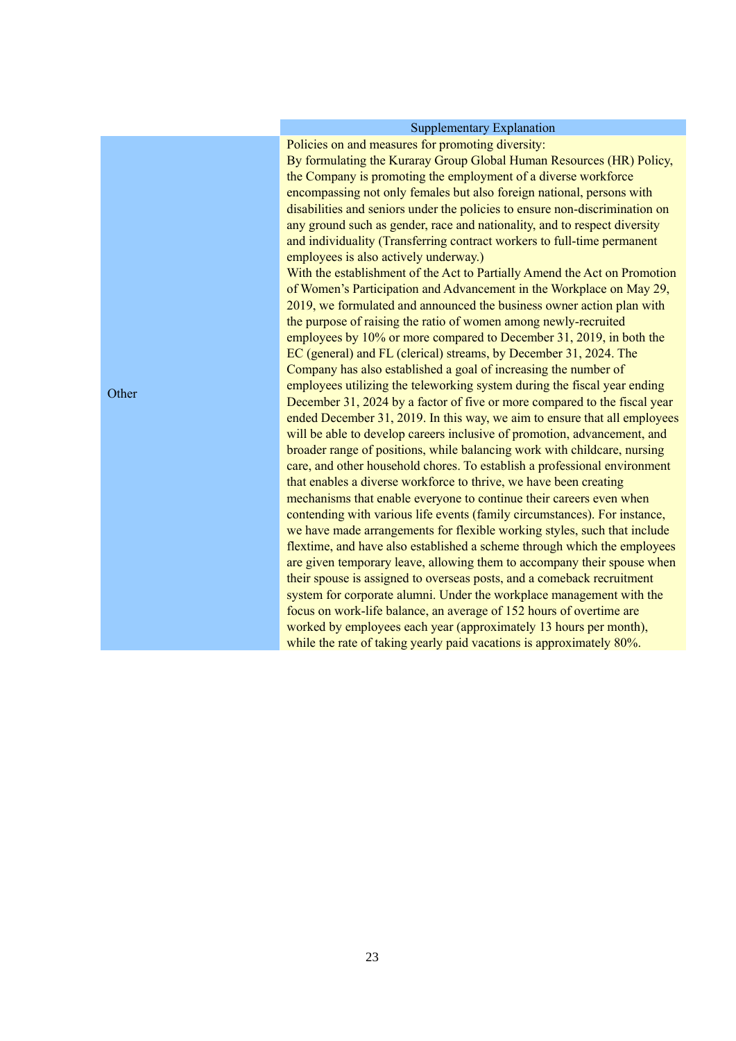| | Supplementary Explanation |
|---|---|
| Other | Policies on and measures for promoting diversity:<br>By formulating the Kuraray Group Global Human Resources (HR) Policy, the Company is promoting the employment of a diverse workforce encompassing not only females but also foreign national, persons with disabilities and seniors under the policies to ensure non-discrimination on any ground such as gender, race and nationality, and to respect diversity and individuality (Transferring contract workers to full-time permanent employees is also actively underway.)<br>With the establishment of the Act to Partially Amend the Act on Promotion of Women's Participation and Advancement in the Workplace on May 29, 2019, we formulated and announced the business owner action plan with the purpose of raising the ratio of women among newly-recruited employees by 10% or more compared to December 31, 2019, in both the EC (general) and FL (clerical) streams, by December 31, 2024. The Company has also established a goal of increasing the number of employees utilizing the teleworking system during the fiscal year ending December 31, 2024 by a factor of five or more compared to the fiscal year ended December 31, 2019. In this way, we aim to ensure that all employees will be able to develop careers inclusive of promotion, advancement, and broader range of positions, while balancing work with childcare, nursing care, and other household chores. To establish a professional environment that enables a diverse workforce to thrive, we have been creating mechanisms that enable everyone to continue their careers even when contending with various life events (family circumstances). For instance, we have made arrangements for flexible working styles, such that include flextime, and have also established a scheme through which the employees are given temporary leave, allowing them to accompany their spouse when their spouse is assigned to overseas posts, and a comeback recruitment system for corporate alumni. Under the workplace management with the focus on work-life balance, an average of 152 hours of overtime are worked by employees each year (approximately 13 hours per month), while the rate of taking yearly paid vacations is approximately 80%. |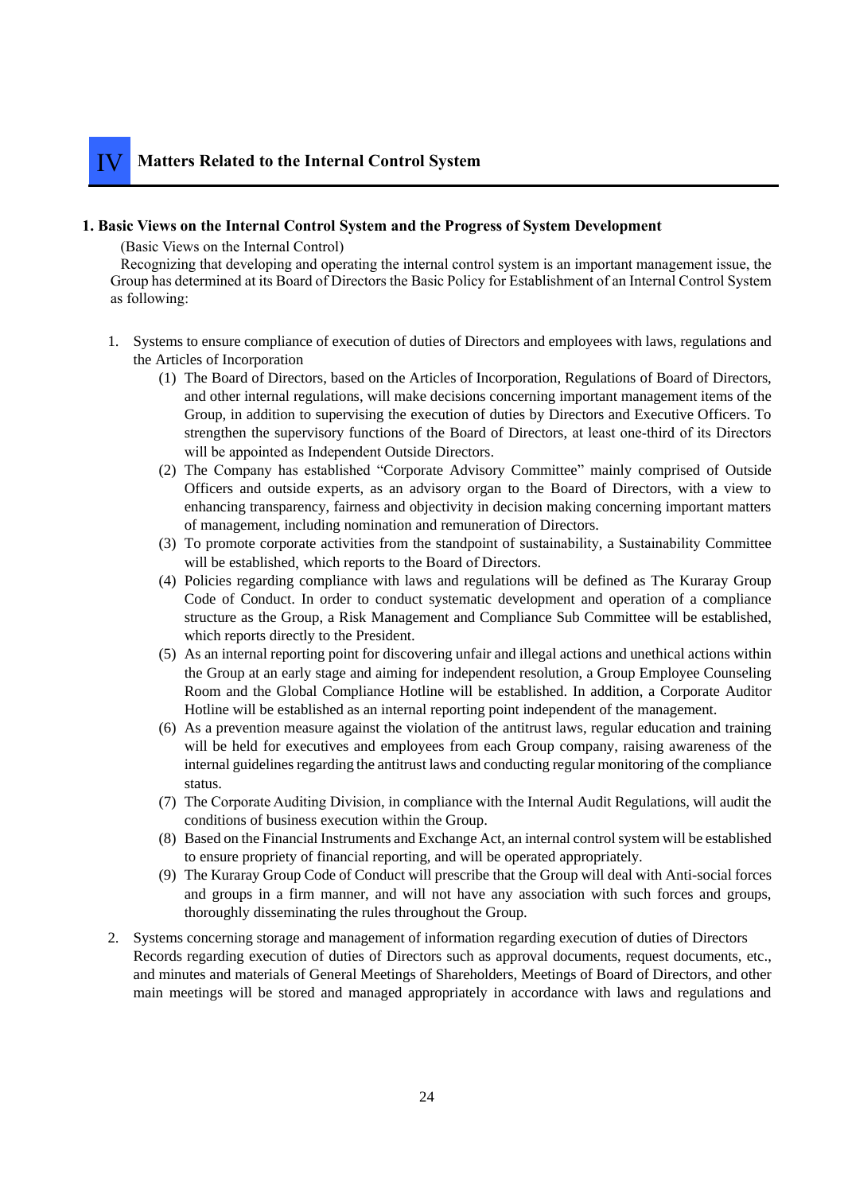# IV Matters Related to the Internal Control System

## 1. Basic Views on the Internal Control System and the Progress of System Development

(Basic Views on the Internal Control)

Recognizing that developing and operating the internal control system is an important management issue, the Group has determined at its Board of Directors the Basic Policy for Establishment of an Internal Control System as following:

1. Systems to ensure compliance of execution of duties of Directors and employees with laws, regulations and the Articles of Incorporation
   (1) The Board of Directors, based on the Articles of Incorporation, Regulations of Board of Directors, and other internal regulations, will make decisions concerning important management items of the Group, in addition to supervising the execution of duties by Directors and Executive Officers. To strengthen the supervisory functions of the Board of Directors, at least one-third of its Directors will be appointed as Independent Outside Directors.
   (2) The Company has established "Corporate Advisory Committee" mainly comprised of Outside Officers and outside experts, as an advisory organ to the Board of Directors, with a view to enhancing transparency, fairness and objectivity in decision making concerning important matters of management, including nomination and remuneration of Directors.
   (3) To promote corporate activities from the standpoint of sustainability, a Sustainability Committee will be established, which reports to the Board of Directors.
   (4) Policies regarding compliance with laws and regulations will be defined as The Kuraray Group Code of Conduct. In order to conduct systematic development and operation of a compliance structure as the Group, a Risk Management and Compliance Sub Committee will be established, which reports directly to the President.
   (5) As an internal reporting point for discovering unfair and illegal actions and unethical actions within the Group at an early stage and aiming for independent resolution, a Group Employee Counseling Room and the Global Compliance Hotline will be established. In addition, a Corporate Auditor Hotline will be established as an internal reporting point independent of the management.
   (6) As a prevention measure against the violation of the antitrust laws, regular education and training will be held for executives and employees from each Group company, raising awareness of the internal guidelines regarding the antitrust laws and conducting regular monitoring of the compliance status.
   (7) The Corporate Auditing Division, in compliance with the Internal Audit Regulations, will audit the conditions of business execution within the Group.
   (8) Based on the Financial Instruments and Exchange Act, an internal control system will be established to ensure propriety of financial reporting, and will be operated appropriately.
   (9) The Kuraray Group Code of Conduct will prescribe that the Group will deal with Anti-social forces and groups in a firm manner, and will not have any association with such forces and groups, thoroughly disseminating the rules throughout the Group.

2. Systems concerning storage and management of information regarding execution of duties of Directors
   Records regarding execution of duties of Directors such as approval documents, request documents, etc., and minutes and materials of General Meetings of Shareholders, Meetings of Board of Directors, and other main meetings will be stored and managed appropriately in accordance with laws and regulations and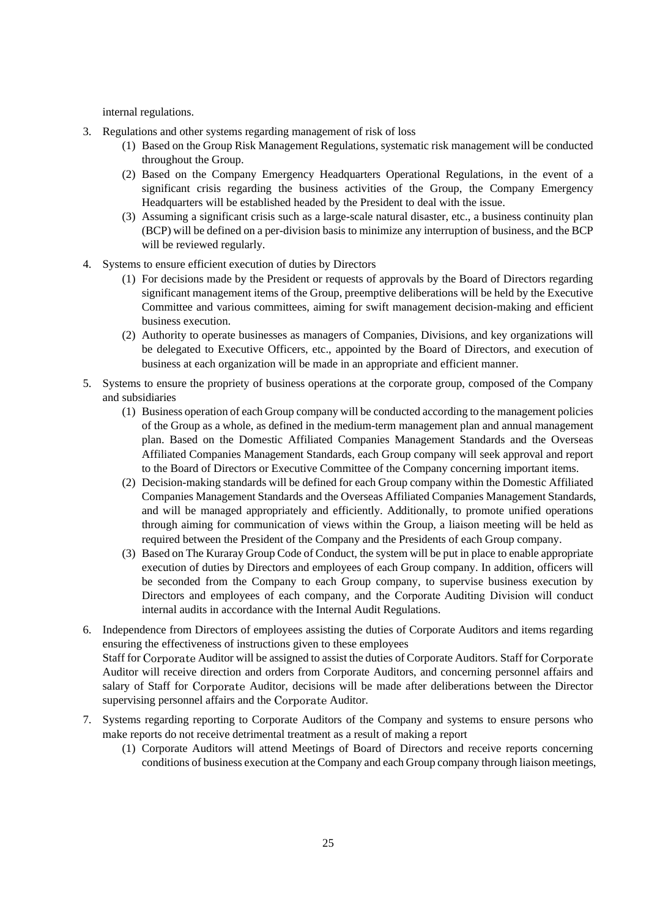internal regulations.

3. Regulations and other systems regarding management of risk of loss
   (1) Based on the Group Risk Management Regulations, systematic risk management will be conducted throughout the Group.
   (2) Based on the Company Emergency Headquarters Operational Regulations, in the event of a significant crisis regarding the business activities of the Group, the Company Emergency Headquarters will be established headed by the President to deal with the issue.
   (3) Assuming a significant crisis such as a large-scale natural disaster, etc., a business continuity plan (BCP) will be defined on a per-division basis to minimize any interruption of business, and the BCP will be reviewed regularly.

4. Systems to ensure efficient execution of duties by Directors
   (1) For decisions made by the President or requests of approvals by the Board of Directors regarding significant management items of the Group, preemptive deliberations will be held by the Executive Committee and various committees, aiming for swift management decision-making and efficient business execution.
   (2) Authority to operate businesses as managers of Companies, Divisions, and key organizations will be delegated to Executive Officers, etc., appointed by the Board of Directors, and execution of business at each organization will be made in an appropriate and efficient manner.

5. Systems to ensure the propriety of business operations at the corporate group, composed of the Company and subsidiaries
   (1) Business operation of each Group company will be conducted according to the management policies of the Group as a whole, as defined in the medium-term management plan and annual management plan. Based on the Domestic Affiliated Companies Management Standards and the Overseas Affiliated Companies Management Standards, each Group company will seek approval and report to the Board of Directors or Executive Committee of the Company concerning important items.
   (2) Decision-making standards will be defined for each Group company within the Domestic Affiliated Companies Management Standards and the Overseas Affiliated Companies Management Standards, and will be managed appropriately and efficiently. Additionally, to promote unified operations through aiming for communication of views within the Group, a liaison meeting will be held as required between the President of the Company and the Presidents of each Group company.
   (3) Based on The Kuraray Group Code of Conduct, the system will be put in place to enable appropriate execution of duties by Directors and employees of each Group company. In addition, officers will be seconded from the Company to each Group company, to supervise business execution by Directors and employees of each company, and the Corporate Auditing Division will conduct internal audits in accordance with the Internal Audit Regulations.

6. Independence from Directors of employees assisting the duties of Corporate Auditors and items regarding ensuring the effectiveness of instructions given to these employees
   Staff for Corporate Auditor will be assigned to assist the duties of Corporate Auditors. Staff for Corporate Auditor will receive direction and orders from Corporate Auditors, and concerning personnel affairs and salary of Staff for Corporate Auditor, decisions will be made after deliberations between the Director supervising personnel affairs and the Corporate Auditor.

7. Systems regarding reporting to Corporate Auditors of the Company and systems to ensure persons who make reports do not receive detrimental treatment as a result of making a report
   (1) Corporate Auditors will attend Meetings of Board of Directors and receive reports concerning conditions of business execution at the Company and each Group company through liaison meetings,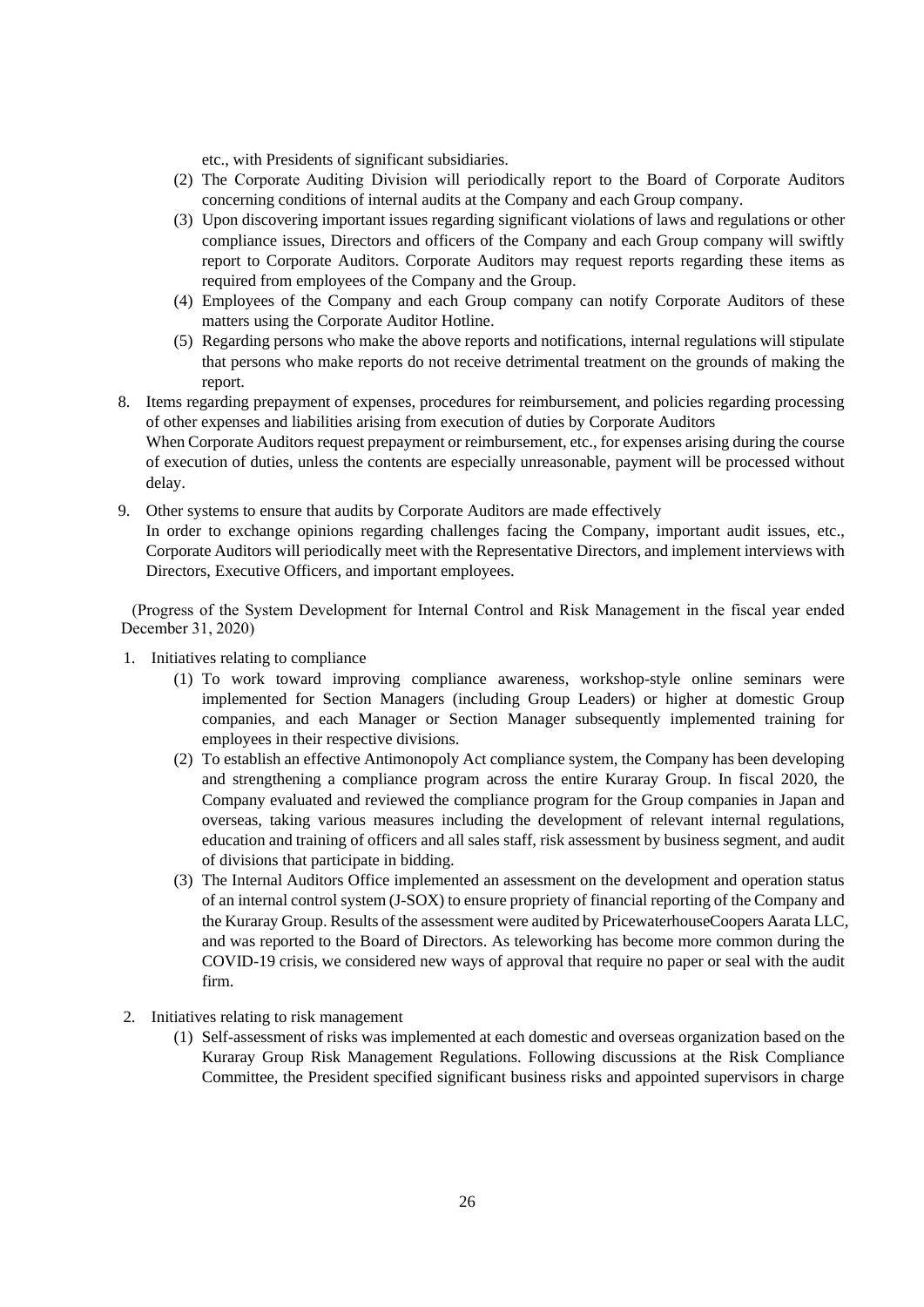etc., with Presidents of significant subsidiaries.

(2) The Corporate Auditing Division will periodically report to the Board of Corporate Auditors concerning conditions of internal audits at the Company and each Group company.

(3) Upon discovering important issues regarding significant violations of laws and regulations or other compliance issues, Directors and officers of the Company and each Group company will swiftly report to Corporate Auditors. Corporate Auditors may request reports regarding these items as required from employees of the Company and the Group.

(4) Employees of the Company and each Group company can notify Corporate Auditors of these matters using the Corporate Auditor Hotline.

(5) Regarding persons who make the above reports and notifications, internal regulations will stipulate that persons who make reports do not receive detrimental treatment on the grounds of making the report.

8. Items regarding prepayment of expenses, procedures for reimbursement, and policies regarding processing of other expenses and liabilities arising from execution of duties by Corporate Auditors
When Corporate Auditors request prepayment or reimbursement, etc., for expenses arising during the course of execution of duties, unless the contents are especially unreasonable, payment will be processed without delay.

9. Other systems to ensure that audits by Corporate Auditors are made effectively
In order to exchange opinions regarding challenges facing the Company, important audit issues, etc., Corporate Auditors will periodically meet with the Representative Directors, and implement interviews with Directors, Executive Officers, and important employees.

(Progress of the System Development for Internal Control and Risk Management in the fiscal year ended December 31, 2020)

1. Initiatives relating to compliance

(1) To work toward improving compliance awareness, workshop-style online seminars were implemented for Section Managers (including Group Leaders) or higher at domestic Group companies, and each Manager or Section Manager subsequently implemented training for employees in their respective divisions.

(2) To establish an effective Antimonopoly Act compliance system, the Company has been developing and strengthening a compliance program across the entire Kuraray Group. In fiscal 2020, the Company evaluated and reviewed the compliance program for the Group companies in Japan and overseas, taking various measures including the development of relevant internal regulations, education and training of officers and all sales staff, risk assessment by business segment, and audit of divisions that participate in bidding.

(3) The Internal Auditors Office implemented an assessment on the development and operation status of an internal control system (J-SOX) to ensure propriety of financial reporting of the Company and the Kuraray Group. Results of the assessment were audited by PricewaterhouseCoopers Aarata LLC, and was reported to the Board of Directors. As teleworking has become more common during the COVID-19 crisis, we considered new ways of approval that require no paper or seal with the audit firm.

2. Initiatives relating to risk management

(1) Self-assessment of risks was implemented at each domestic and overseas organization based on the Kuraray Group Risk Management Regulations. Following discussions at the Risk Compliance Committee, the President specified significant business risks and appointed supervisors in charge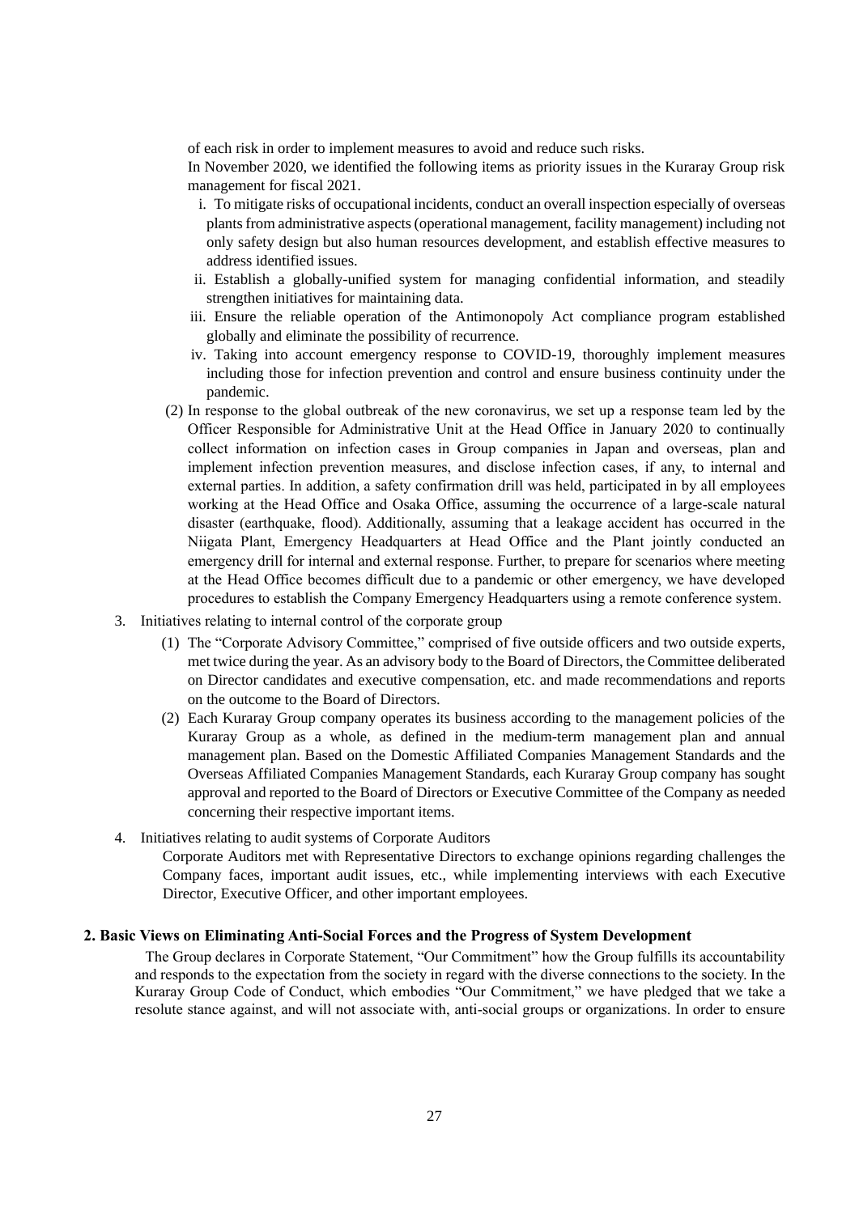of each risk in order to implement measures to avoid and reduce such risks.

In November 2020, we identified the following items as priority issues in the Kuraray Group risk management for fiscal 2021.

i. To mitigate risks of occupational incidents, conduct an overall inspection especially of overseas plants from administrative aspects (operational management, facility management) including not only safety design but also human resources development, and establish effective measures to address identified issues.

ii. Establish a globally-unified system for managing confidential information, and steadily strengthen initiatives for maintaining data.

iii. Ensure the reliable operation of the Antimonopoly Act compliance program established globally and eliminate the possibility of recurrence.

iv. Taking into account emergency response to COVID-19, thoroughly implement measures including those for infection prevention and control and ensure business continuity under the pandemic.

(2) In response to the global outbreak of the new coronavirus, we set up a response team led by the Officer Responsible for Administrative Unit at the Head Office in January 2020 to continually collect information on infection cases in Group companies in Japan and overseas, plan and implement infection prevention measures, and disclose infection cases, if any, to internal and external parties. In addition, a safety confirmation drill was held, participated in by all employees working at the Head Office and Osaka Office, assuming the occurrence of a large-scale natural disaster (earthquake, flood). Additionally, assuming that a leakage accident has occurred in the Niigata Plant, Emergency Headquarters at Head Office and the Plant jointly conducted an emergency drill for internal and external response. Further, to prepare for scenarios where meeting at the Head Office becomes difficult due to a pandemic or other emergency, we have developed procedures to establish the Company Emergency Headquarters using a remote conference system.

3. Initiatives relating to internal control of the corporate group

(1) The "Corporate Advisory Committee," comprised of five outside officers and two outside experts, met twice during the year. As an advisory body to the Board of Directors, the Committee deliberated on Director candidates and executive compensation, etc. and made recommendations and reports on the outcome to the Board of Directors.

(2) Each Kuraray Group company operates its business according to the management policies of the Kuraray Group as a whole, as defined in the medium-term management plan and annual management plan. Based on the Domestic Affiliated Companies Management Standards and the Overseas Affiliated Companies Management Standards, each Kuraray Group company has sought approval and reported to the Board of Directors or Executive Committee of the Company as needed concerning their respective important items.

4. Initiatives relating to audit systems of Corporate Auditors

Corporate Auditors met with Representative Directors to exchange opinions regarding challenges the Company faces, important audit issues, etc., while implementing interviews with each Executive Director, Executive Officer, and other important employees.

## 2. Basic Views on Eliminating Anti-Social Forces and the Progress of System Development

The Group declares in Corporate Statement, "Our Commitment" how the Group fulfills its accountability and responds to the expectation from the society in regard with the diverse connections to the society. In the Kuraray Group Code of Conduct, which embodies "Our Commitment," we have pledged that we take a resolute stance against, and will not associate with, anti-social groups or organizations. In order to ensure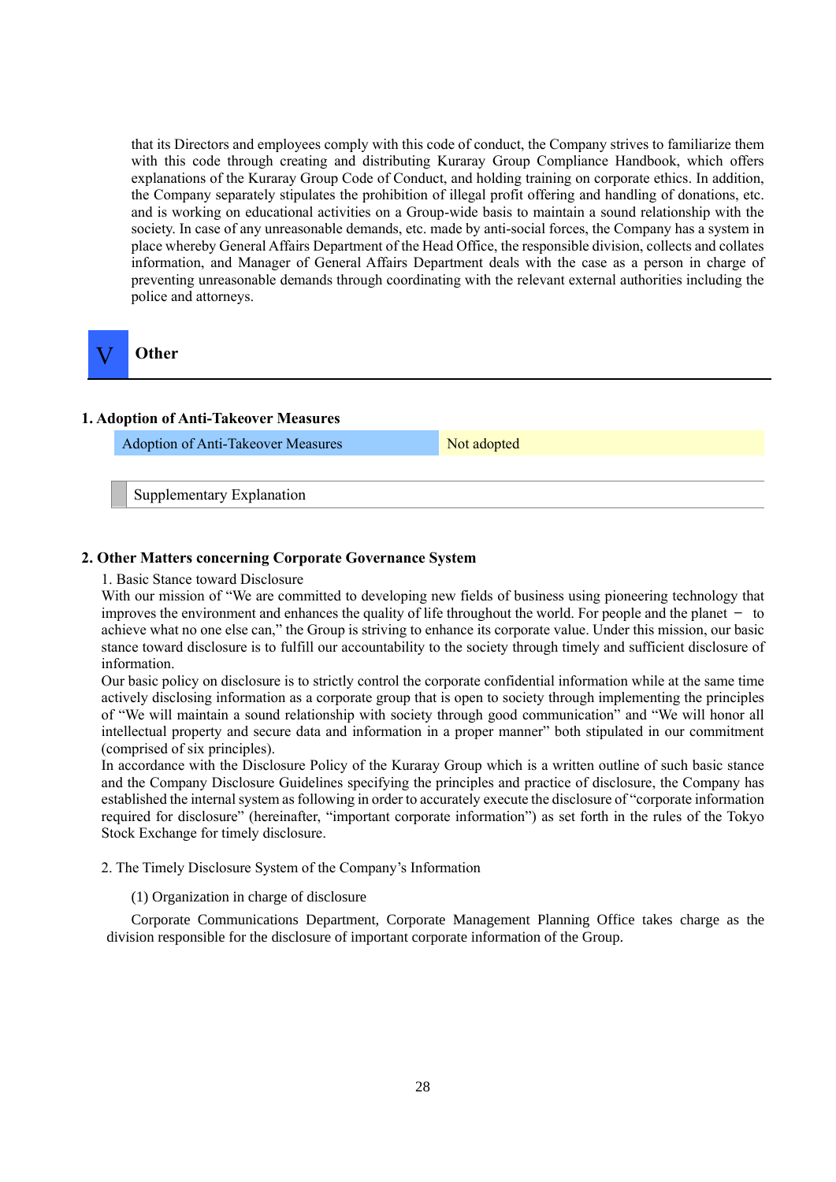that its Directors and employees comply with this code of conduct, the Company strives to familiarize them with this code through creating and distributing Kuraray Group Compliance Handbook, which offers explanations of the Kuraray Group Code of Conduct, and holding training on corporate ethics. In addition, the Company separately stipulates the prohibition of illegal profit offering and handling of donations, etc. and is working on educational activities on a Group-wide basis to maintain a sound relationship with the society. In case of any unreasonable demands, etc. made by anti-social forces, the Company has a system in place whereby General Affairs Department of the Head Office, the responsible division, collects and collates information, and Manager of General Affairs Department deals with the case as a person in charge of preventing unreasonable demands through coordinating with the relevant external authorities including the police and attorneys.

# V Other

## 1. Adoption of Anti-Takeover Measures

| Adoption of Anti-Takeover Measures | Not adopted |
|---|---|

Supplementary Explanation

## 2. Other Matters concerning Corporate Governance System

1. Basic Stance toward Disclosure

With our mission of “We are committed to developing new fields of business using pioneering technology that improves the environment and enhances the quality of life throughout the world. For people and the planet － to achieve what no one else can,” the Group is striving to enhance its corporate value. Under this mission, our basic stance toward disclosure is to fulfill our accountability to the society through timely and sufficient disclosure of information.

Our basic policy on disclosure is to strictly control the corporate confidential information while at the same time actively disclosing information as a corporate group that is open to society through implementing the principles of “We will maintain a sound relationship with society through good communication” and “We will honor all intellectual property and secure data and information in a proper manner” both stipulated in our commitment (comprised of six principles).

In accordance with the Disclosure Policy of the Kuraray Group which is a written outline of such basic stance and the Company Disclosure Guidelines specifying the principles and practice of disclosure, the Company has established the internal system as following in order to accurately execute the disclosure of “corporate information required for disclosure” (hereinafter, “important corporate information”) as set forth in the rules of the Tokyo Stock Exchange for timely disclosure.

2. The Timely Disclosure System of the Company’s Information

(1) Organization in charge of disclosure

Corporate Communications Department, Corporate Management Planning Office takes charge as the division responsible for the disclosure of important corporate information of the Group.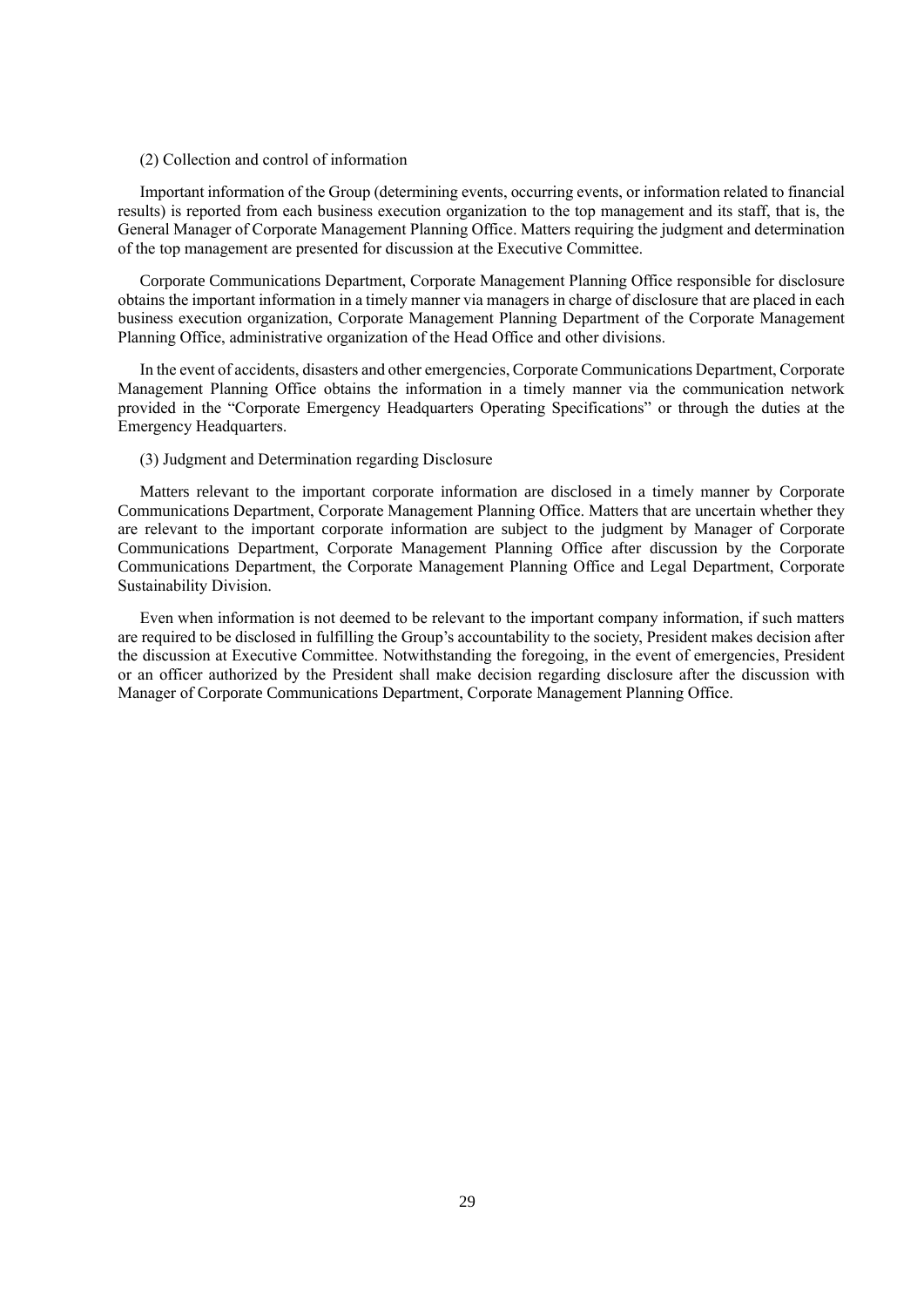(2) Collection and control of information

Important information of the Group (determining events, occurring events, or information related to financial results) is reported from each business execution organization to the top management and its staff, that is, the General Manager of Corporate Management Planning Office. Matters requiring the judgment and determination of the top management are presented for discussion at the Executive Committee.

Corporate Communications Department, Corporate Management Planning Office responsible for disclosure obtains the important information in a timely manner via managers in charge of disclosure that are placed in each business execution organization, Corporate Management Planning Department of the Corporate Management Planning Office, administrative organization of the Head Office and other divisions.

In the event of accidents, disasters and other emergencies, Corporate Communications Department, Corporate Management Planning Office obtains the information in a timely manner via the communication network provided in the "Corporate Emergency Headquarters Operating Specifications" or through the duties at the Emergency Headquarters.

(3) Judgment and Determination regarding Disclosure

Matters relevant to the important corporate information are disclosed in a timely manner by Corporate Communications Department, Corporate Management Planning Office. Matters that are uncertain whether they are relevant to the important corporate information are subject to the judgment by Manager of Corporate Communications Department, Corporate Management Planning Office after discussion by the Corporate Communications Department, the Corporate Management Planning Office and Legal Department, Corporate Sustainability Division.

Even when information is not deemed to be relevant to the important company information, if such matters are required to be disclosed in fulfilling the Group's accountability to the society, President makes decision after the discussion at Executive Committee. Notwithstanding the foregoing, in the event of emergencies, President or an officer authorized by the President shall make decision regarding disclosure after the discussion with Manager of Corporate Communications Department, Corporate Management Planning Office.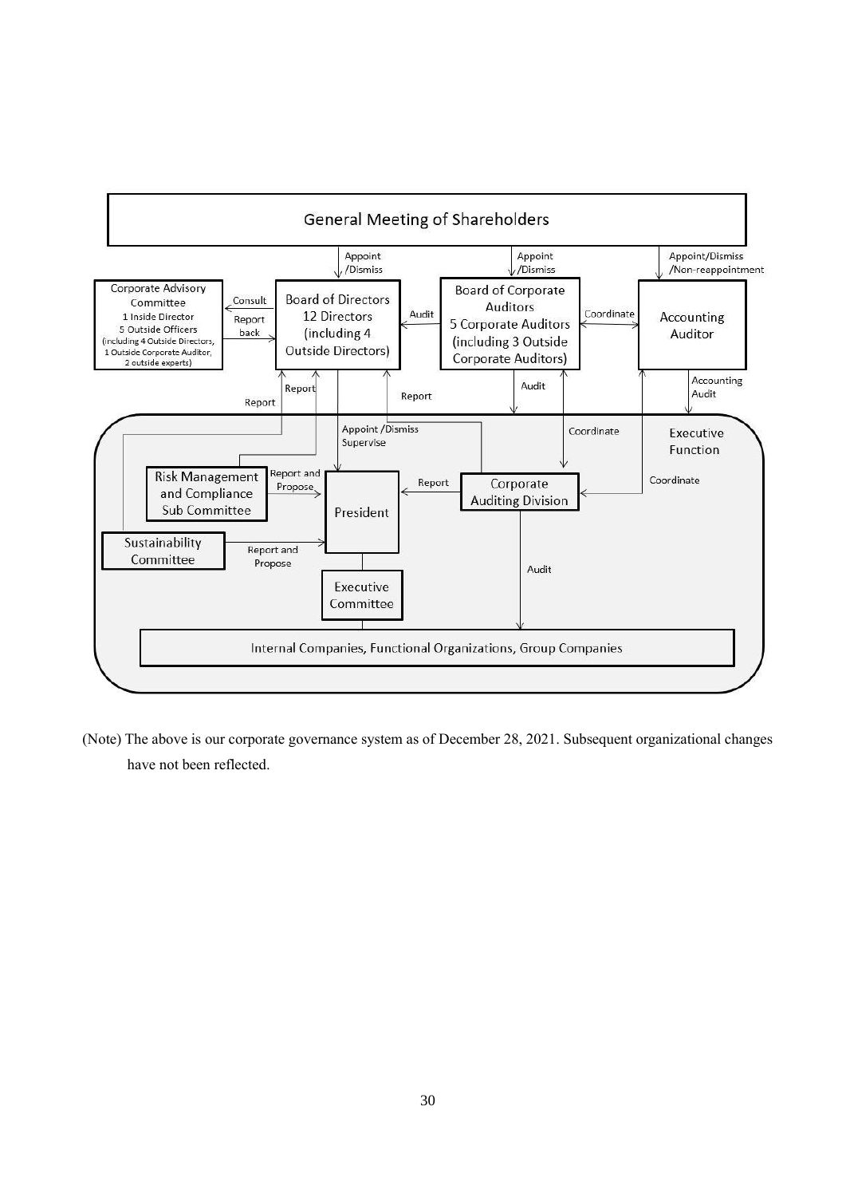General Meeting of Shareholders

- Appoint/Dismiss → Board of Directors
- Appoint/Dismiss → Board of Corporate Auditors
- Appoint/Dismiss/Non-reappointment → Accounting Auditor

Corporate Advisory Committee
1 Inside Director
5 Outside Officers
(including 4 Outside Directors, 1 Outside Corporate Auditor, 2 outside experts)

Board of Directors
12 Directors
(including 4 Outside Directors)

Board of Corporate Auditors
5 Corporate Auditors
(including 3 Outside Corporate Auditors)

Accounting Auditor

- Board of Directors → Corporate Advisory Committee: Consult
- Corporate Advisory Committee → Board of Directors: Report back
- Board of Corporate Auditors → Board of Directors: Audit
- Board of Corporate Auditors ↔ Accounting Auditor: Coordinate
- Board of Corporate Auditors → Executive Function: Audit
- Accounting Auditor → Executive Function: Accounting Audit

Executive Function

- Board of Directors → President: Appoint /Dismiss, Supervise
- Risk Management and Compliance Sub Committee → Board of Directors: Report
- Sustainability Committee → Board of Directors: Report
- Corporate Auditing Division → Board of Directors: Report
- Risk Management and Compliance Sub Committee → President: Report and Propose
- Sustainability Committee → President: Report and Propose
- Corporate Auditing Division → President: Report
- Board of Corporate Auditors ↔ Corporate Auditing Division: Coordinate
- Accounting Auditor ↔ Corporate Auditing Division: Coordinate
- Corporate Auditing Division → Internal Companies, Functional Organizations, Group Companies: Audit

President

Executive Committee

Internal Companies, Functional Organizations, Group Companies

(Note) The above is our corporate governance system as of December 28, 2021. Subsequent organizational changes have not been reflected.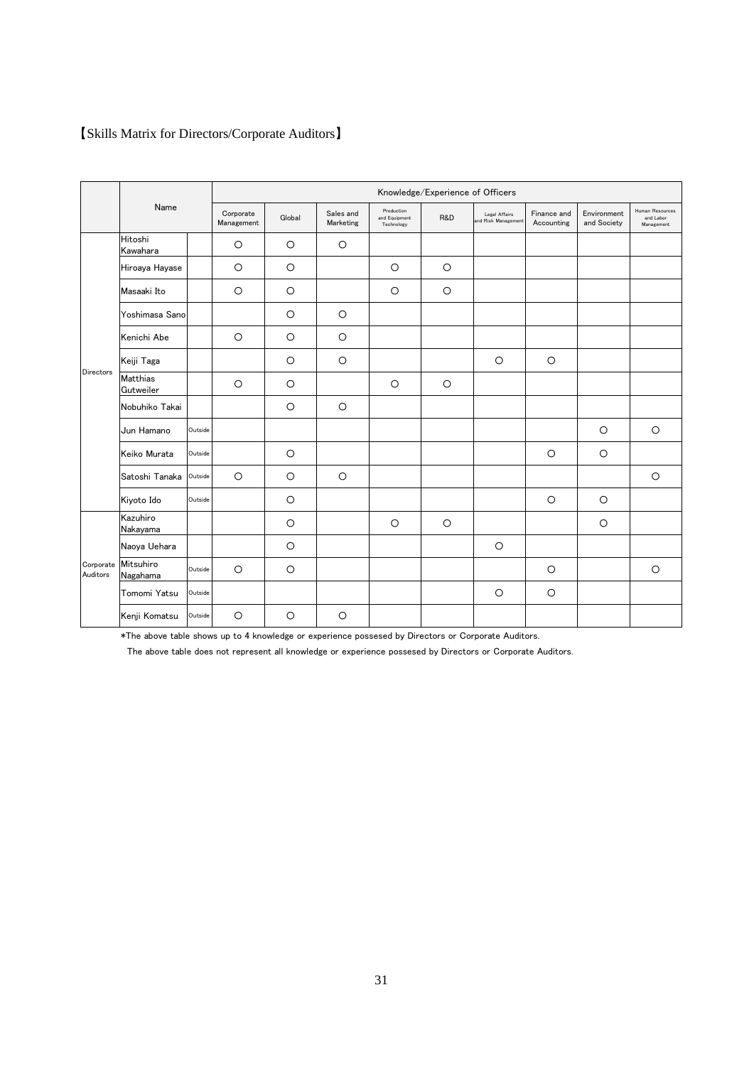【Skills Matrix for Directors/Corporate Auditors】

| | Name | | Knowledge/Experience of Officers | | | | | | | | |
|---|---|---|---|---|---|---|---|---|---|---|---|
| | | | Corporate Management | Global | Sales and Marketing | Production and Equipment Technology | R&D | Legal Affairs and Risk Management | Finance and Accounting | Environment and Society | Human Resources and Labor Management |
| Directors | Hitoshi Kawahara | | ○ | ○ | ○ | | | | | | |
| | Hiroaya Hayase | | ○ | ○ | | ○ | ○ | | | | |
| | Masaaki Ito | | ○ | ○ | | ○ | ○ | | | | |
| | Yoshimasa Sano | | | ○ | ○ | | | | | | |
| | Kenichi Abe | | ○ | ○ | ○ | | | | | | |
| | Keiji Taga | | | ○ | ○ | | | ○ | ○ | | |
| | Matthias Gutweiler | | ○ | ○ | | ○ | ○ | | | | |
| | Nobuhiko Takai | | | ○ | ○ | | | | | | |
| | Jun Hamano | Outside | | | | | | | | ○ | ○ |
| | Keiko Murata | Outside | | ○ | | | | | ○ | ○ | |
| | Satoshi Tanaka | Outside | ○ | ○ | ○ | | | | | | ○ |
| | Kiyoto Ido | Outside | | ○ | | | | | ○ | ○ | |
| Corporate Auditors | Kazuhiro Nakayama | | | ○ | | ○ | ○ | | | ○ | |
| | Naoya Uehara | | | ○ | | | | ○ | | | |
| | Mitsuhiro Nagahama | Outside | ○ | ○ | | | | | ○ | | ○ |
| | Tomomi Yatsu | Outside | | | | | | ○ | ○ | | |
| | Kenji Komatsu | Outside | ○ | ○ | ○ | | | | | | |

*The above table shows up to 4 knowledge or experience possesed by Directors or Corporate Auditors.
The above table does not represent all knowledge or experience possesed by Directors or Corporate Auditors.